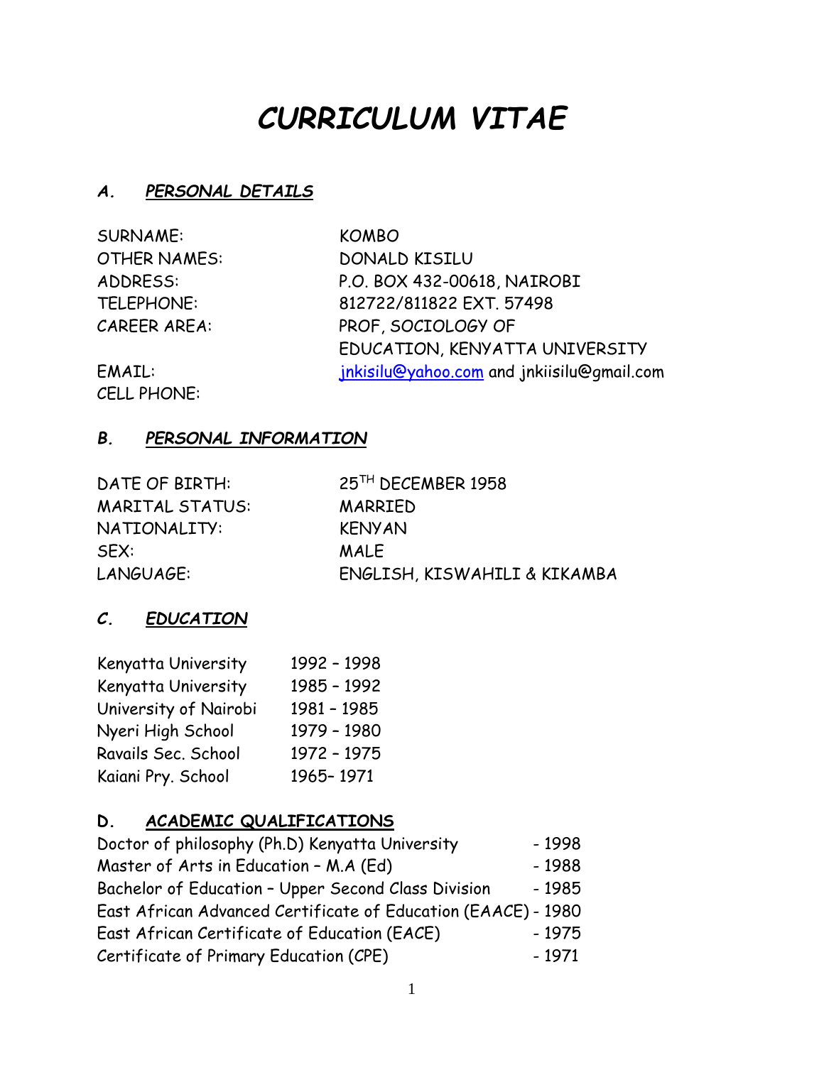# CURRICULUM VITAE

## A. PERSONAL DETAILS

| | |
|---|---|
| SURNAME: | KOMBO |
| OTHER NAMES: | DONALD KISILU |
| ADDRESS: | P.O. BOX 432-00618, NAIROBI |
| TELEPHONE: | 812722/811822 EXT. 57498 |
| CAREER AREA: | PROF, SOCIOLOGY OF EDUCATION, KENYATTA UNIVERSITY |
| EMAIL: | jnkisilu@yahoo.com and jnkiisilu@gmail.com |
| CELL PHONE: | |

## B. PERSONAL INFORMATION

| | |
|---|---|
| DATE OF BIRTH: | 25TH DECEMBER 1958 |
| MARITAL STATUS: | MARRIED |
| NATIONALITY: | KENYAN |
| SEX: | MALE |
| LANGUAGE: | ENGLISH, KISWAHILI & KIKAMBA |

## C. EDUCATION

| | |
|---|---|
| Kenyatta University | 1992 – 1998 |
| Kenyatta University | 1985 – 1992 |
| University of Nairobi | 1981 – 1985 |
| Nyeri High School | 1979 – 1980 |
| Ravails Sec. School | 1972 – 1975 |
| Kaiani Pry. School | 1965– 1971 |

## D. ACADEMIC QUALIFICATIONS

| | |
|---|---|
| Doctor of philosophy (Ph.D) Kenyatta University | - 1998 |
| Master of Arts in Education – M.A (Ed) | - 1988 |
| Bachelor of Education – Upper Second Class Division | - 1985 |
| East African Advanced Certificate of Education (EAACE) | - 1980 |
| East African Certificate of Education (EACE) | - 1975 |
| Certificate of Primary Education (CPE) | - 1971 |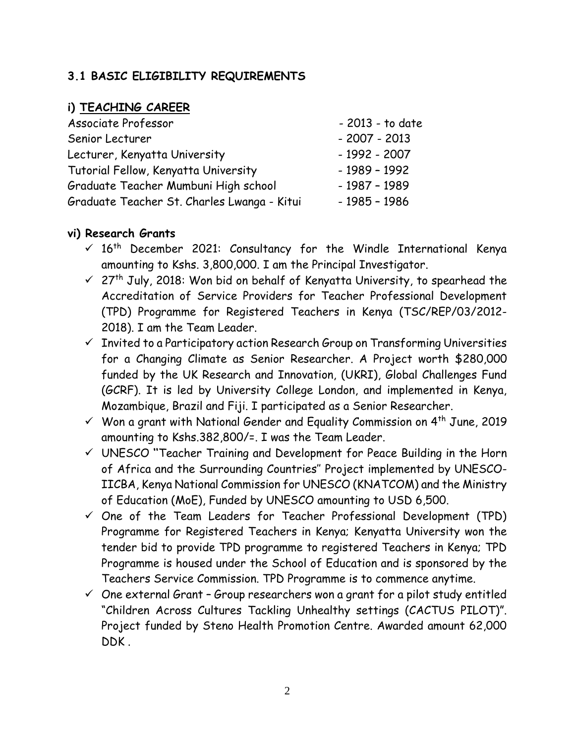### 3.1 BASIC ELIGIBILITY REQUIREMENTS

### i) TEACHING CAREER

| | |
|---|---|
| Associate Professor | - 2013 - to date |
| Senior Lecturer | - 2007 - 2013 |
| Lecturer, Kenyatta University | - 1992 - 2007 |
| Tutorial Fellow, Kenyatta University | - 1989 – 1992 |
| Graduate Teacher Mumbuni High school | - 1987 – 1989 |
| Graduate Teacher St. Charles Lwanga - Kitui | - 1985 – 1986 |

### vi) Research Grants

- ✓ 16th December 2021: Consultancy for the Windle International Kenya amounting to Kshs. 3,800,000. I am the Principal Investigator.
- ✓ 27th July, 2018: Won bid on behalf of Kenyatta University, to spearhead the Accreditation of Service Providers for Teacher Professional Development (TPD) Programme for Registered Teachers in Kenya (TSC/REP/03/2012-2018). I am the Team Leader.
- ✓ Invited to a Participatory action Research Group on Transforming Universities for a Changing Climate as Senior Researcher. A Project worth $280,000 funded by the UK Research and Innovation, (UKRI), Global Challenges Fund (GCRF). It is led by University College London, and implemented in Kenya, Mozambique, Brazil and Fiji. I participated as a Senior Researcher.
- ✓ Won a grant with National Gender and Equality Commission on 4th June, 2019 amounting to Kshs.382,800/=. I was the Team Leader.
- ✓ UNESCO "Teacher Training and Development for Peace Building in the Horn of Africa and the Surrounding Countries'' Project implemented by UNESCO-IICBA, Kenya National Commission for UNESCO (KNATCOM) and the Ministry of Education (MoE), Funded by UNESCO amounting to USD 6,500.
- ✓ One of the Team Leaders for Teacher Professional Development (TPD) Programme for Registered Teachers in Kenya; Kenyatta University won the tender bid to provide TPD programme to registered Teachers in Kenya; TPD Programme is housed under the School of Education and is sponsored by the Teachers Service Commission. TPD Programme is to commence anytime.
- ✓ One external Grant – Group researchers won a grant for a pilot study entitled "Children Across Cultures Tackling Unhealthy settings (CACTUS PILOT)". Project funded by Steno Health Promotion Centre. Awarded amount 62,000 DDK .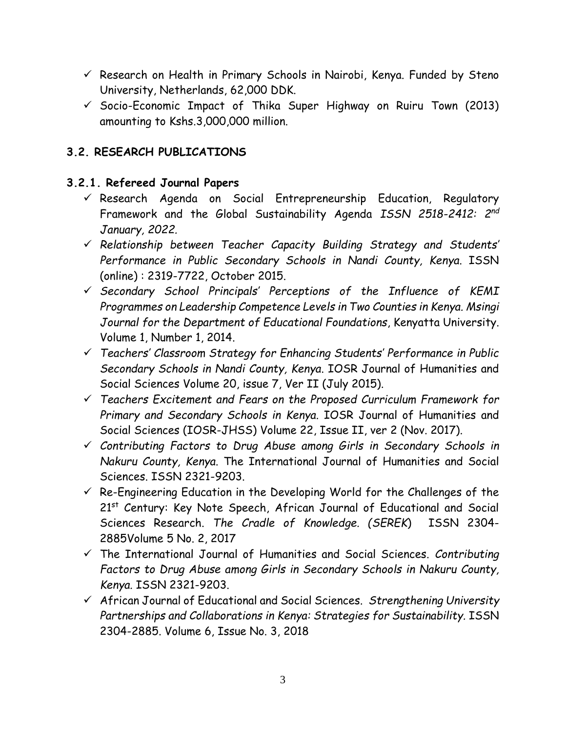- ✓ Research on Health in Primary Schools in Nairobi, Kenya. Funded by Steno University, Netherlands, 62,000 DDK.
- ✓ Socio-Economic Impact of Thika Super Highway on Ruiru Town (2013) amounting to Kshs.3,000,000 million.

## 3.2. RESEARCH PUBLICATIONS

### 3.2.1. Refereed Journal Papers

- ✓ Research Agenda on Social Entrepreneurship Education, Regulatory Framework and the Global Sustainability Agenda *ISSN 2518-2412: 2nd January, 2022.*
- ✓ *Relationship between Teacher Capacity Building Strategy and Students' Performance in Public Secondary Schools in Nandi County, Kenya.* ISSN (online) : 2319-7722, October 2015.
- ✓ *Secondary School Principals' Perceptions of the Influence of KEMI Programmes on Leadership Competence Levels in Two Counties in Kenya. Msingi Journal for the Department of Educational Foundations*, Kenyatta University. Volume 1, Number 1, 2014.
- ✓ *Teachers' Classroom Strategy for Enhancing Students' Performance in Public Secondary Schools in Nandi County, Kenya.* IOSR Journal of Humanities and Social Sciences Volume 20, issue 7, Ver II (July 2015).
- ✓ *Teachers Excitement and Fears on the Proposed Curriculum Framework for Primary and Secondary Schools in Kenya.* IOSR Journal of Humanities and Social Sciences (IOSR-JHSS) Volume 22, Issue II, ver 2 (Nov. 2017).
- ✓ *Contributing Factors to Drug Abuse among Girls in Secondary Schools in Nakuru County, Kenya.* The International Journal of Humanities and Social Sciences. ISSN 2321-9203.
- ✓ Re-Engineering Education in the Developing World for the Challenges of the 21st Century: Key Note Speech, African Journal of Educational and Social Sciences Research. *The Cradle of Knowledge. (SEREK)* ISSN 2304-2885Volume 5 No. 2, 2017
- ✓ The International Journal of Humanities and Social Sciences. *Contributing Factors to Drug Abuse among Girls in Secondary Schools in Nakuru County, Kenya.* ISSN 2321-9203.
- ✓ African Journal of Educational and Social Sciences. *Strengthening University Partnerships and Collaborations in Kenya: Strategies for Sustainability.* ISSN 2304-2885. Volume 6, Issue No. 3, 2018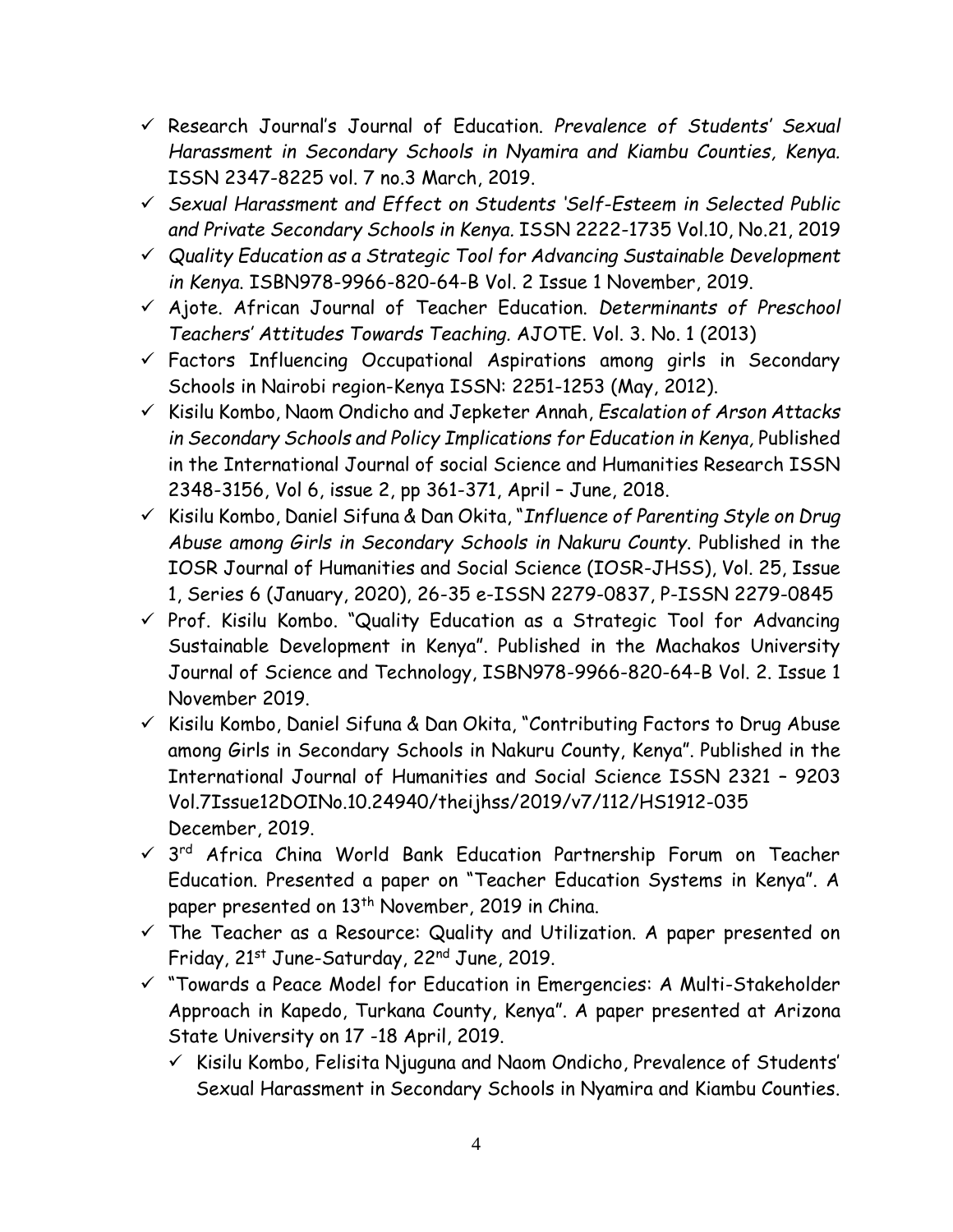- ✓ Research Journal's Journal of Education. *Prevalence of Students' Sexual Harassment in Secondary Schools in Nyamira and Kiambu Counties, Kenya.* ISSN 2347-8225 vol. 7 no.3 March, 2019.
- ✓ *Sexual Harassment and Effect on Students 'Self-Esteem in Selected Public and Private Secondary Schools in Kenya.* ISSN 2222-1735 Vol.10, No.21, 2019
- ✓ *Quality Education as a Strategic Tool for Advancing Sustainable Development in Kenya.* ISBN978-9966-820-64-B Vol. 2 Issue 1 November, 2019.
- ✓ Ajote. African Journal of Teacher Education. *Determinants of Preschool Teachers' Attitudes Towards Teaching.* AJOTE. Vol. 3. No. 1 (2013)
- ✓ Factors Influencing Occupational Aspirations among girls in Secondary Schools in Nairobi region-Kenya ISSN: 2251-1253 (May, 2012).
- ✓ Kisilu Kombo, Naom Ondicho and Jepketer Annah, *Escalation of Arson Attacks in Secondary Schools and Policy Implications for Education in Kenya,* Published in the International Journal of social Science and Humanities Research ISSN 2348-3156, Vol 6, issue 2, pp 361-371, April – June, 2018.
- ✓ Kisilu Kombo, Daniel Sifuna & Dan Okita, "*Influence of Parenting Style on Drug Abuse among Girls in Secondary Schools in Nakuru County.* Published in the IOSR Journal of Humanities and Social Science (IOSR-JHSS), Vol. 25, Issue 1, Series 6 (January, 2020), 26-35 e-ISSN 2279-0837, P-ISSN 2279-0845
- ✓ Prof. Kisilu Kombo. "Quality Education as a Strategic Tool for Advancing Sustainable Development in Kenya". Published in the Machakos University Journal of Science and Technology, ISBN978-9966-820-64-B Vol. 2. Issue 1 November 2019.
- ✓ Kisilu Kombo, Daniel Sifuna & Dan Okita, "Contributing Factors to Drug Abuse among Girls in Secondary Schools in Nakuru County, Kenya". Published in the International Journal of Humanities and Social Science ISSN 2321 – 9203 Vol.7Issue12DOINo.10.24940/theijhss/2019/v7/112/HS1912-035 December, 2019.
- ✓ 3rd Africa China World Bank Education Partnership Forum on Teacher Education. Presented a paper on "Teacher Education Systems in Kenya". A paper presented on 13th November, 2019 in China.
- ✓ The Teacher as a Resource: Quality and Utilization. A paper presented on Friday, 21st June-Saturday, 22nd June, 2019.
- ✓ "Towards a Peace Model for Education in Emergencies: A Multi-Stakeholder Approach in Kapedo, Turkana County, Kenya". A paper presented at Arizona State University on 17 -18 April, 2019.
  - ✓ Kisilu Kombo, Felisita Njuguna and Naom Ondicho, Prevalence of Students' Sexual Harassment in Secondary Schools in Nyamira and Kiambu Counties.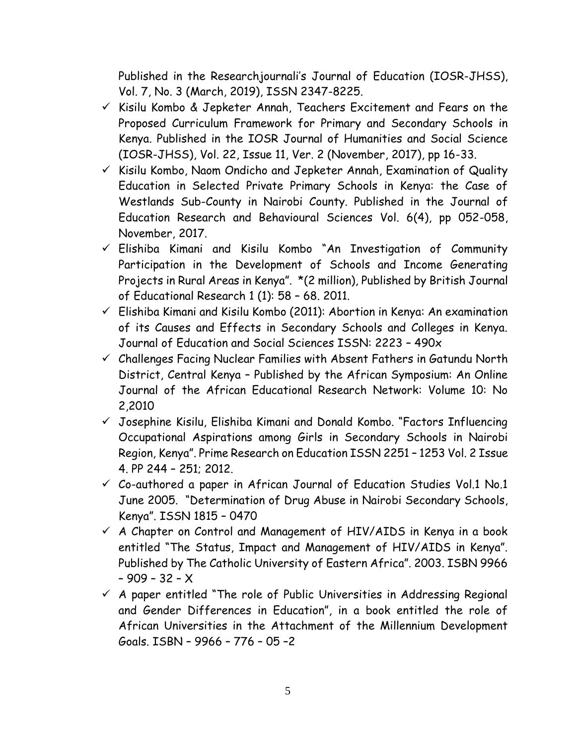Published in the Researchjournali's Journal of Education (IOSR-JHSS), Vol. 7, No. 3 (March, 2019), ISSN 2347-8225.

- ✓ Kisilu Kombo & Jepketer Annah, Teachers Excitement and Fears on the Proposed Curriculum Framework for Primary and Secondary Schools in Kenya. Published in the IOSR Journal of Humanities and Social Science (IOSR-JHSS), Vol. 22, Issue 11, Ver. 2 (November, 2017), pp 16-33.
- ✓ Kisilu Kombo, Naom Ondicho and Jepketer Annah, Examination of Quality Education in Selected Private Primary Schools in Kenya: the Case of Westlands Sub-County in Nairobi County. Published in the Journal of Education Research and Behavioural Sciences Vol. 6(4), pp 052-058, November, 2017.
- ✓ Elishiba Kimani and Kisilu Kombo "An Investigation of Community Participation in the Development of Schools and Income Generating Projects in Rural Areas in Kenya". *(2 million), Published by British Journal of Educational Research 1 (1): 58 – 68. 2011.
- ✓ Elishiba Kimani and Kisilu Kombo (2011): Abortion in Kenya: An examination of its Causes and Effects in Secondary Schools and Colleges in Kenya. Journal of Education and Social Sciences ISSN: 2223 – 490x
- ✓ Challenges Facing Nuclear Families with Absent Fathers in Gatundu North District, Central Kenya – Published by the African Symposium: An Online Journal of the African Educational Research Network: Volume 10: No 2,2010
- ✓ Josephine Kisilu, Elishiba Kimani and Donald Kombo. "Factors Influencing Occupational Aspirations among Girls in Secondary Schools in Nairobi Region, Kenya". Prime Research on Education ISSN 2251 – 1253 Vol. 2 Issue 4. PP 244 – 251; 2012.
- ✓ Co-authored a paper in African Journal of Education Studies Vol.1 No.1 June 2005. "Determination of Drug Abuse in Nairobi Secondary Schools, Kenya". ISSN 1815 – 0470
- ✓ A Chapter on Control and Management of HIV/AIDS in Kenya in a book entitled "The Status, Impact and Management of HIV/AIDS in Kenya". Published by The Catholic University of Eastern Africa". 2003. ISBN 9966 – 909 – 32 – X
- ✓ A paper entitled "The role of Public Universities in Addressing Regional and Gender Differences in Education", in a book entitled the role of African Universities in the Attachment of the Millennium Development Goals. ISBN – 9966 – 776 – 05 –2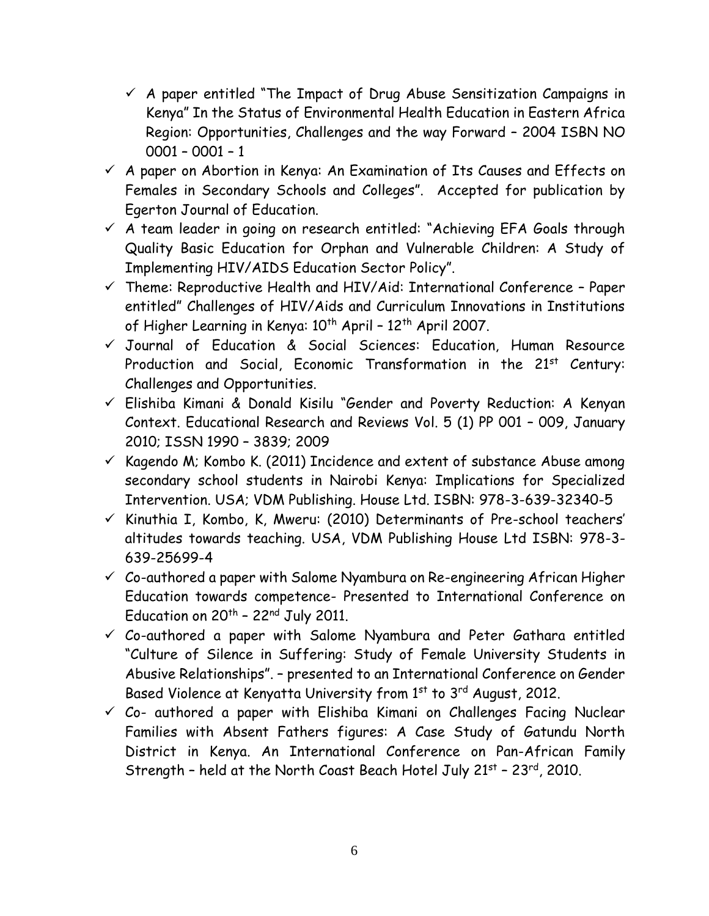- ✓ A paper entitled "The Impact of Drug Abuse Sensitization Campaigns in Kenya" In the Status of Environmental Health Education in Eastern Africa Region: Opportunities, Challenges and the way Forward – 2004 ISBN NO 0001 – 0001 – 1

- ✓ A paper on Abortion in Kenya: An Examination of Its Causes and Effects on Females in Secondary Schools and Colleges". Accepted for publication by Egerton Journal of Education.
- ✓ A team leader in going on research entitled: "Achieving EFA Goals through Quality Basic Education for Orphan and Vulnerable Children: A Study of Implementing HIV/AIDS Education Sector Policy".
- ✓ Theme: Reproductive Health and HIV/Aid: International Conference – Paper entitled" Challenges of HIV/Aids and Curriculum Innovations in Institutions of Higher Learning in Kenya: 10th April – 12th April 2007.
- ✓ Journal of Education & Social Sciences: Education, Human Resource Production and Social, Economic Transformation in the 21st Century: Challenges and Opportunities.
- ✓ Elishiba Kimani & Donald Kisilu "Gender and Poverty Reduction: A Kenyan Context. Educational Research and Reviews Vol. 5 (1) PP 001 – 009, January 2010; ISSN 1990 – 3839; 2009
- ✓ Kagendo M; Kombo K. (2011) Incidence and extent of substance Abuse among secondary school students in Nairobi Kenya: Implications for Specialized Intervention. USA; VDM Publishing. House Ltd. ISBN: 978-3-639-32340-5
- ✓ Kinuthia I, Kombo, K, Mweru: (2010) Determinants of Pre-school teachers' altitudes towards teaching. USA, VDM Publishing House Ltd ISBN: 978-3-639-25699-4
- ✓ Co-authored a paper with Salome Nyambura on Re-engineering African Higher Education towards competence- Presented to International Conference on Education on 20th – 22nd July 2011.
- ✓ Co-authored a paper with Salome Nyambura and Peter Gathara entitled "Culture of Silence in Suffering: Study of Female University Students in Abusive Relationships". – presented to an International Conference on Gender Based Violence at Kenyatta University from 1st to 3rd August, 2012.
- ✓ Co- authored a paper with Elishiba Kimani on Challenges Facing Nuclear Families with Absent Fathers figures: A Case Study of Gatundu North District in Kenya. An International Conference on Pan-African Family Strength – held at the North Coast Beach Hotel July 21st – 23rd, 2010.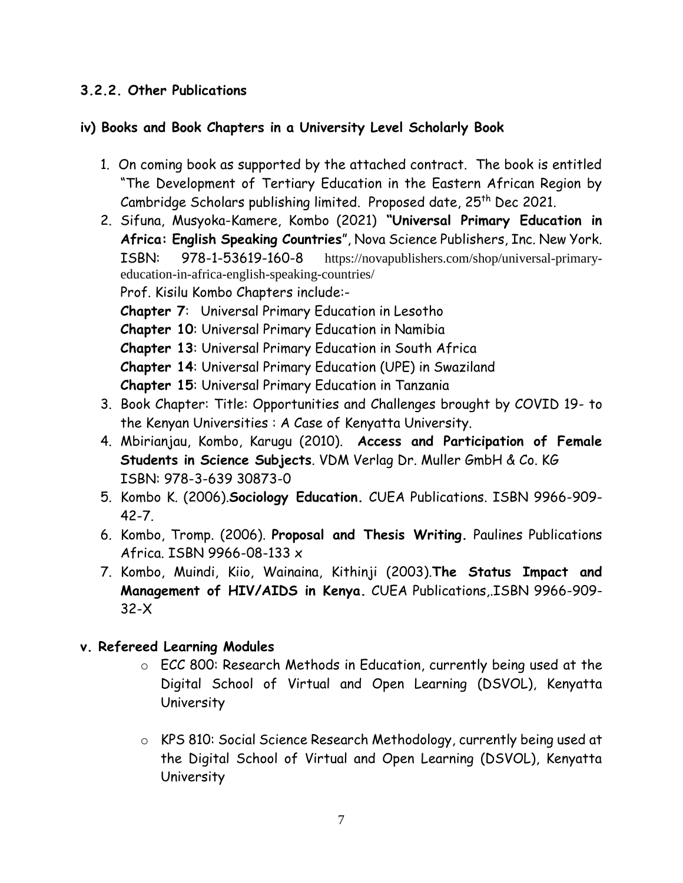### 3.2.2. Other Publications

#### iv) Books and Book Chapters in a University Level Scholarly Book

1. On coming book as supported by the attached contract. The book is entitled "The Development of Tertiary Education in the Eastern African Region by Cambridge Scholars publishing limited. Proposed date, 25th Dec 2021.
2. Sifuna, Musyoka-Kamere, Kombo (2021) **"Universal Primary Education in Africa: English Speaking Countries"**, Nova Science Publishers, Inc. New York. ISBN: 978-1-53619-160-8 https://novapublishers.com/shop/universal-primary-education-in-africa-english-speaking-countries/
   Prof. Kisilu Kombo Chapters include:-
   **Chapter 7**: Universal Primary Education in Lesotho
   **Chapter 10**: Universal Primary Education in Namibia
   **Chapter 13**: Universal Primary Education in South Africa
   **Chapter 14**: Universal Primary Education (UPE) in Swaziland
   **Chapter 15**: Universal Primary Education in Tanzania
3. Book Chapter: Title: Opportunities and Challenges brought by COVID 19- to the Kenyan Universities : A Case of Kenyatta University.
4. Mbirianjau, Kombo, Karugu (2010). **Access and Participation of Female Students in Science Subjects**. VDM Verlag Dr. Muller GmbH & Co. KG ISBN: 978-3-639 30873-0
5. Kombo K. (2006).**Sociology Education.** CUEA Publications. ISBN 9966-909-42-7.
6. Kombo, Tromp. (2006). **Proposal and Thesis Writing.** Paulines Publications Africa. ISBN 9966-08-133 x
7. Kombo, Muindi, Kiio, Wainaina, Kithinji (2003).**The Status Impact and Management of HIV/AIDS in Kenya.** CUEA Publications,.ISBN 9966-909-32-X

#### v. Refereed Learning Modules

- ECC 800: Research Methods in Education, currently being used at the Digital School of Virtual and Open Learning (DSVOL), Kenyatta University
- KPS 810: Social Science Research Methodology, currently being used at the Digital School of Virtual and Open Learning (DSVOL), Kenyatta University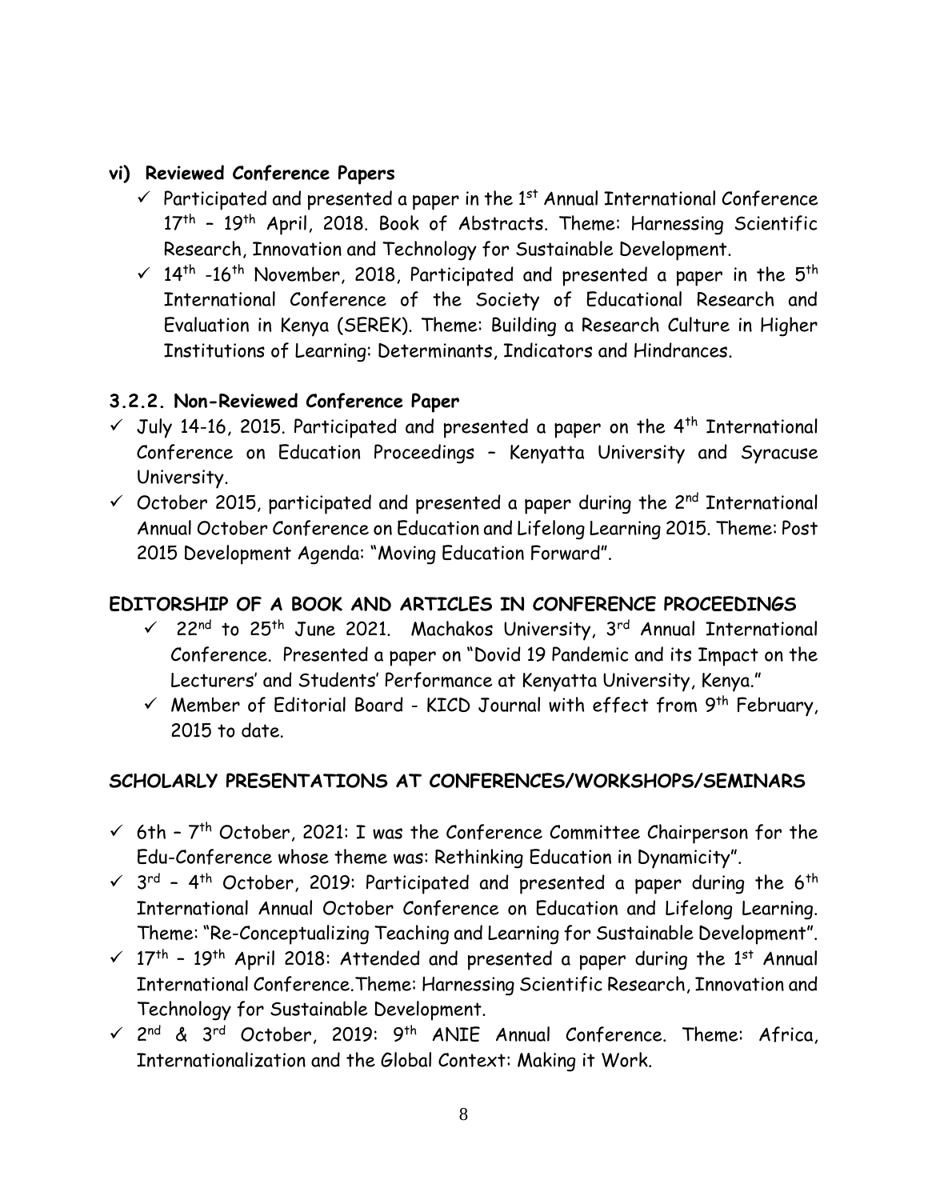### vi) Reviewed Conference Papers

- ✓ Participated and presented a paper in the 1st Annual International Conference 17th – 19th April, 2018. Book of Abstracts. Theme: Harnessing Scientific Research, Innovation and Technology for Sustainable Development.
- ✓ 14th -16th November, 2018, Participated and presented a paper in the 5th International Conference of the Society of Educational Research and Evaluation in Kenya (SEREK). Theme: Building a Research Culture in Higher Institutions of Learning: Determinants, Indicators and Hindrances.

### 3.2.2. Non-Reviewed Conference Paper

- ✓ July 14-16, 2015. Participated and presented a paper on the 4th International Conference on Education Proceedings – Kenyatta University and Syracuse University.
- ✓ October 2015, participated and presented a paper during the 2nd International Annual October Conference on Education and Lifelong Learning 2015. Theme: Post 2015 Development Agenda: "Moving Education Forward".

## EDITORSHIP OF A BOOK AND ARTICLES IN CONFERENCE PROCEEDINGS

- ✓ 22nd to 25th June 2021. Machakos University, 3rd Annual International Conference. Presented a paper on "Dovid 19 Pandemic and its Impact on the Lecturers' and Students' Performance at Kenyatta University, Kenya."
- ✓ Member of Editorial Board - KICD Journal with effect from 9th February, 2015 to date.

## SCHOLARLY PRESENTATIONS AT CONFERENCES/WORKSHOPS/SEMINARS

- ✓ 6th – 7th October, 2021: I was the Conference Committee Chairperson for the Edu-Conference whose theme was: Rethinking Education in Dynamicity".
- ✓ 3rd – 4th October, 2019: Participated and presented a paper during the 6th International Annual October Conference on Education and Lifelong Learning. Theme: "Re-Conceptualizing Teaching and Learning for Sustainable Development".
- ✓ 17th – 19th April 2018: Attended and presented a paper during the 1st Annual International Conference.Theme: Harnessing Scientific Research, Innovation and Technology for Sustainable Development.
- ✓ 2nd & 3rd October, 2019: 9th ANIE Annual Conference. Theme: Africa, Internationalization and the Global Context: Making it Work.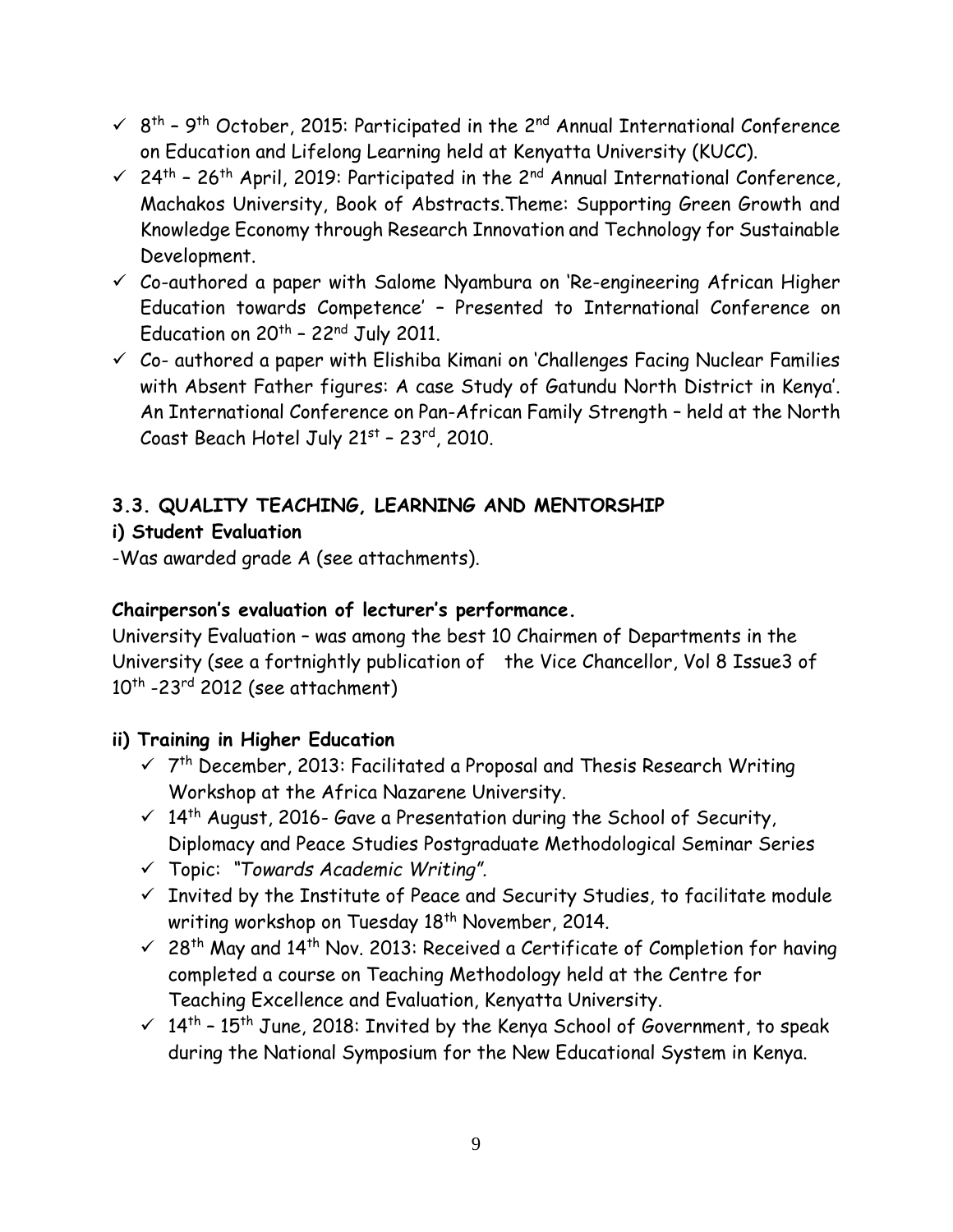- ✓ 8th – 9th October, 2015: Participated in the 2nd Annual International Conference on Education and Lifelong Learning held at Kenyatta University (KUCC).
- ✓ 24th – 26th April, 2019: Participated in the 2nd Annual International Conference, Machakos University, Book of Abstracts.Theme: Supporting Green Growth and Knowledge Economy through Research Innovation and Technology for Sustainable Development.
- ✓ Co-authored a paper with Salome Nyambura on 'Re-engineering African Higher Education towards Competence' – Presented to International Conference on Education on 20th – 22nd July 2011.
- ✓ Co- authored a paper with Elishiba Kimani on 'Challenges Facing Nuclear Families with Absent Father figures: A case Study of Gatundu North District in Kenya'. An International Conference on Pan-African Family Strength – held at the North Coast Beach Hotel July 21st – 23rd, 2010.

### 3.3. QUALITY TEACHING, LEARNING AND MENTORSHIP

**i) Student Evaluation**

-Was awarded grade A (see attachments).

**Chairperson's evaluation of lecturer's performance.**

University Evaluation – was among the best 10 Chairmen of Departments in the University (see a fortnightly publication of the Vice Chancellor, Vol 8 Issue3 of 10th -23rd 2012 (see attachment)

**ii) Training in Higher Education**

- ✓ 7th December, 2013: Facilitated a Proposal and Thesis Research Writing Workshop at the Africa Nazarene University.
- ✓ 14th August, 2016- Gave a Presentation during the School of Security, Diplomacy and Peace Studies Postgraduate Methodological Seminar Series
- ✓ Topic: *"Towards Academic Writing".*
- ✓ Invited by the Institute of Peace and Security Studies, to facilitate module writing workshop on Tuesday 18th November, 2014.
- ✓ 28th May and 14th Nov. 2013: Received a Certificate of Completion for having completed a course on Teaching Methodology held at the Centre for Teaching Excellence and Evaluation, Kenyatta University.
- ✓ 14th – 15th June, 2018: Invited by the Kenya School of Government, to speak during the National Symposium for the New Educational System in Kenya.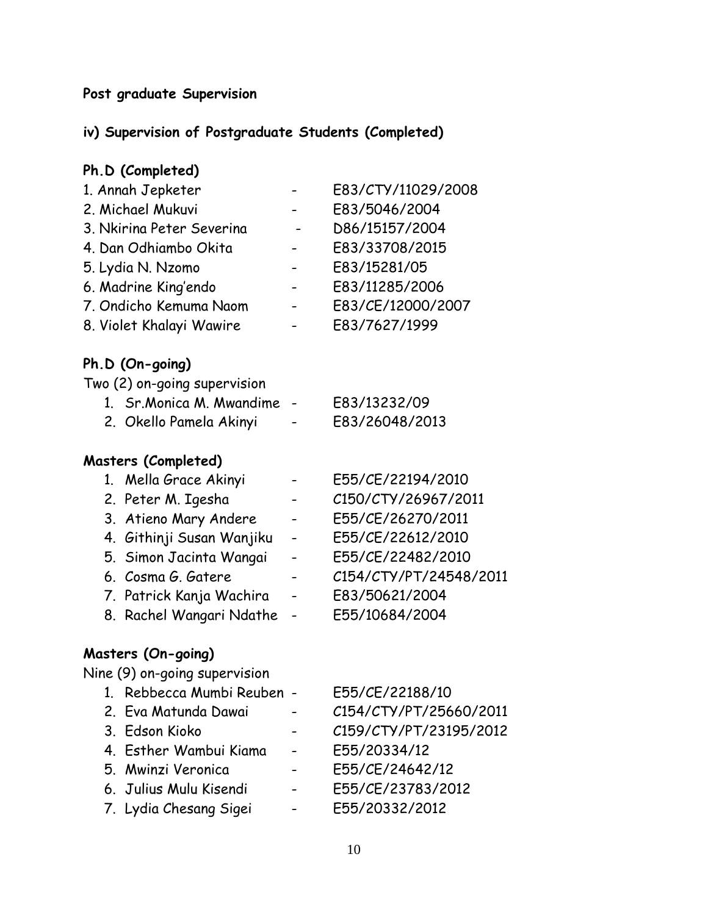**Post graduate Supervision**

**iv) Supervision of Postgraduate Students (Completed)**

**Ph.D (Completed)**

1. Annah Jepketer - E83/CTY/11029/2008
2. Michael Mukuvi - E83/5046/2004
3. Nkirina Peter Severina - D86/15157/2004
4. Dan Odhiambo Okita - E83/33708/2015
5. Lydia N. Nzomo - E83/15281/05
6. Madrine King'endo - E83/11285/2006
7. Ondicho Kemuma Naom - E83/CE/12000/2007
8. Violet Khalayi Wawire - E83/7627/1999

**Ph.D (On-going)**

Two (2) on-going supervision

1. Sr.Monica M. Mwandime - E83/13232/09
2. Okello Pamela Akinyi - E83/26048/2013

**Masters (Completed)**

1. Mella Grace Akinyi - E55/CE/22194/2010
2. Peter M. Igesha - C150/CTY/26967/2011
3. Atieno Mary Andere - E55/CE/26270/2011
4. Githinji Susan Wanjiku - E55/CE/22612/2010
5. Simon Jacinta Wangai - E55/CE/22482/2010
6. Cosma G. Gatere - C154/CTY/PT/24548/2011
7. Patrick Kanja Wachira - E83/50621/2004
8. Rachel Wangari Ndathe - E55/10684/2004

**Masters (On-going)**

Nine (9) on-going supervision

1. Rebbecca Mumbi Reuben - E55/CE/22188/10
2. Eva Matunda Dawai - C154/CTY/PT/25660/2011
3. Edson Kioko - C159/CTY/PT/23195/2012
4. Esther Wambui Kiama - E55/20334/12
5. Mwinzi Veronica - E55/CE/24642/12
6. Julius Mulu Kisendi - E55/CE/23783/2012
7. Lydia Chesang Sigei - E55/20332/2012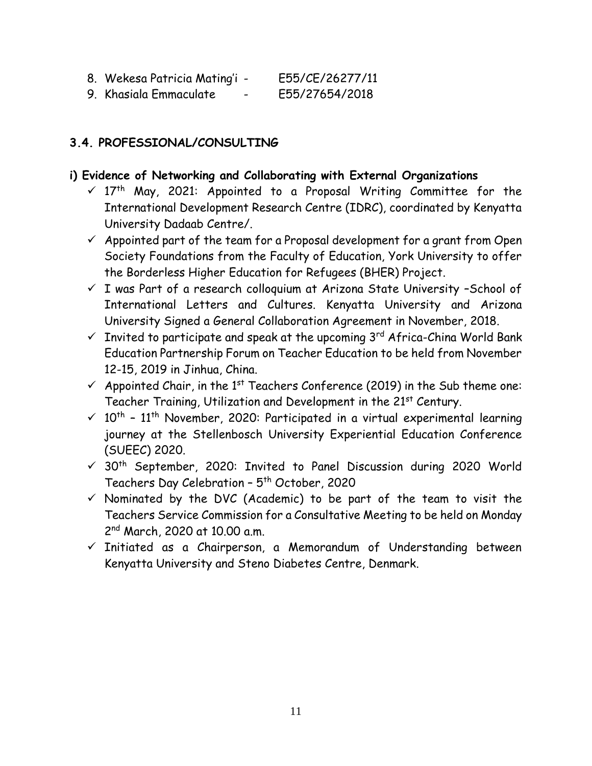8. Wekesa Patricia Mating'i - E55/CE/26277/11
9. Khasiala Emmaculate - E55/27654/2018

### 3.4. PROFESSIONAL/CONSULTING

**i) Evidence of Networking and Collaborating with External Organizations**

- ✓ 17th May, 2021: Appointed to a Proposal Writing Committee for the International Development Research Centre (IDRC), coordinated by Kenyatta University Dadaab Centre/.
- ✓ Appointed part of the team for a Proposal development for a grant from Open Society Foundations from the Faculty of Education, York University to offer the Borderless Higher Education for Refugees (BHER) Project.
- ✓ I was Part of a research colloquium at Arizona State University –School of International Letters and Cultures. Kenyatta University and Arizona University Signed a General Collaboration Agreement in November, 2018.
- ✓ Invited to participate and speak at the upcoming 3rd Africa-China World Bank Education Partnership Forum on Teacher Education to be held from November 12-15, 2019 in Jinhua, China.
- ✓ Appointed Chair, in the 1st Teachers Conference (2019) in the Sub theme one: Teacher Training, Utilization and Development in the 21st Century.
- ✓ 10th – 11th November, 2020: Participated in a virtual experimental learning journey at the Stellenbosch University Experiential Education Conference (SUEEC) 2020.
- ✓ 30th September, 2020: Invited to Panel Discussion during 2020 World Teachers Day Celebration – 5th October, 2020
- ✓ Nominated by the DVC (Academic) to be part of the team to visit the Teachers Service Commission for a Consultative Meeting to be held on Monday 2nd March, 2020 at 10.00 a.m.
- ✓ Initiated as a Chairperson, a Memorandum of Understanding between Kenyatta University and Steno Diabetes Centre, Denmark.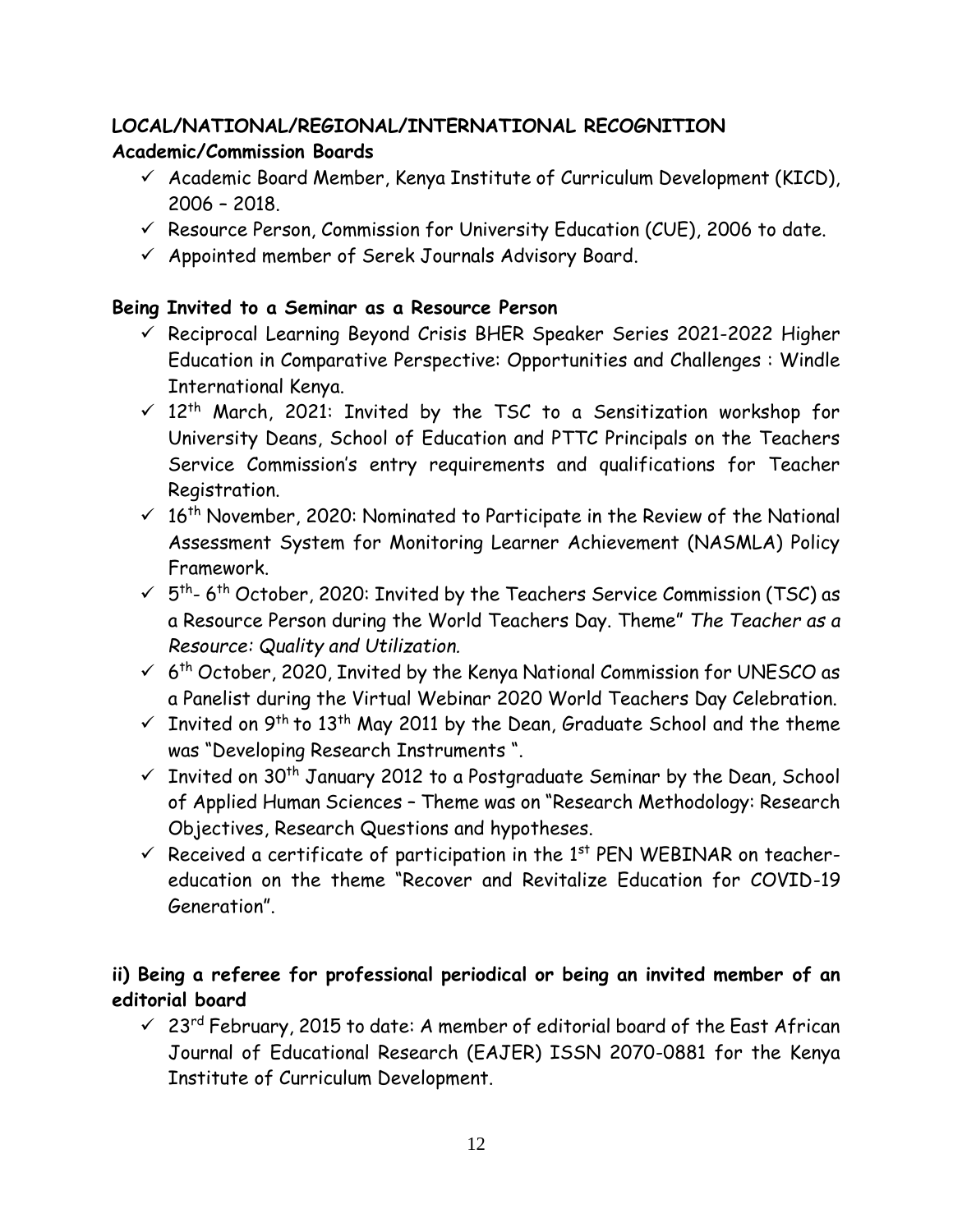## LOCAL/NATIONAL/REGIONAL/INTERNATIONAL RECOGNITION

### Academic/Commission Boards

- ✓ Academic Board Member, Kenya Institute of Curriculum Development (KICD), 2006 – 2018.
- ✓ Resource Person, Commission for University Education (CUE), 2006 to date.
- ✓ Appointed member of Serek Journals Advisory Board.

### Being Invited to a Seminar as a Resource Person

- ✓ Reciprocal Learning Beyond Crisis BHER Speaker Series 2021-2022 Higher Education in Comparative Perspective: Opportunities and Challenges : Windle International Kenya.
- ✓ 12th March, 2021: Invited by the TSC to a Sensitization workshop for University Deans, School of Education and PTTC Principals on the Teachers Service Commission's entry requirements and qualifications for Teacher Registration.
- ✓ 16th November, 2020: Nominated to Participate in the Review of the National Assessment System for Monitoring Learner Achievement (NASMLA) Policy Framework.
- ✓ 5th- 6th October, 2020: Invited by the Teachers Service Commission (TSC) as a Resource Person during the World Teachers Day. Theme" *The Teacher as a Resource: Quality and Utilization.*
- ✓ 6th October, 2020, Invited by the Kenya National Commission for UNESCO as a Panelist during the Virtual Webinar 2020 World Teachers Day Celebration.
- ✓ Invited on 9th to 13th May 2011 by the Dean, Graduate School and the theme was "Developing Research Instruments ".
- ✓ Invited on 30th January 2012 to a Postgraduate Seminar by the Dean, School of Applied Human Sciences – Theme was on "Research Methodology: Research Objectives, Research Questions and hypotheses.
- ✓ Received a certificate of participation in the 1st PEN WEBINAR on teacher-education on the theme "Recover and Revitalize Education for COVID-19 Generation".

### ii) Being a referee for professional periodical or being an invited member of an editorial board

- ✓ 23rd February, 2015 to date: A member of editorial board of the East African Journal of Educational Research (EAJER) ISSN 2070-0881 for the Kenya Institute of Curriculum Development.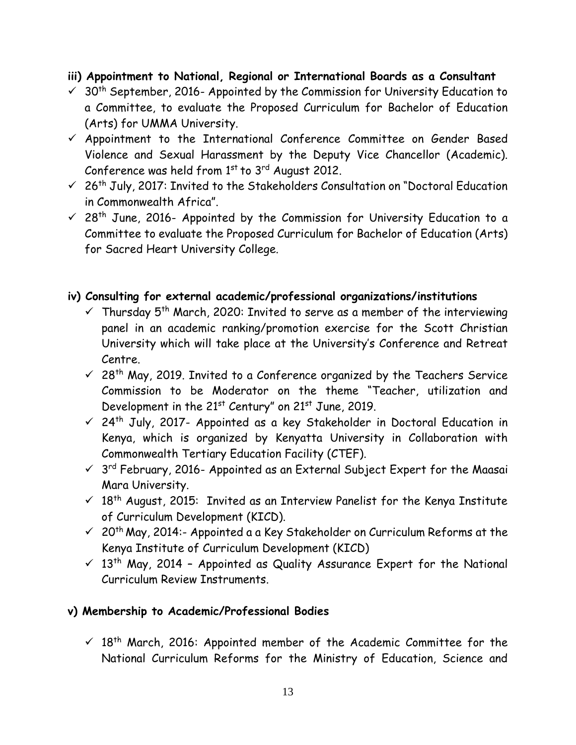### iii) Appointment to National, Regional or International Boards as a Consultant

- ✓ 30th September, 2016- Appointed by the Commission for University Education to a Committee, to evaluate the Proposed Curriculum for Bachelor of Education (Arts) for UMMA University.
- ✓ Appointment to the International Conference Committee on Gender Based Violence and Sexual Harassment by the Deputy Vice Chancellor (Academic). Conference was held from 1st to 3rd August 2012.
- ✓ 26th July, 2017: Invited to the Stakeholders Consultation on "Doctoral Education in Commonwealth Africa".
- ✓ 28th June, 2016- Appointed by the Commission for University Education to a Committee to evaluate the Proposed Curriculum for Bachelor of Education (Arts) for Sacred Heart University College.

### iv) Consulting for external academic/professional organizations/institutions

- ✓ Thursday 5th March, 2020: Invited to serve as a member of the interviewing panel in an academic ranking/promotion exercise for the Scott Christian University which will take place at the University's Conference and Retreat Centre.
- ✓ 28th May, 2019. Invited to a Conference organized by the Teachers Service Commission to be Moderator on the theme "Teacher, utilization and Development in the 21st Century" on 21st June, 2019.
- ✓ 24th July, 2017- Appointed as a key Stakeholder in Doctoral Education in Kenya, which is organized by Kenyatta University in Collaboration with Commonwealth Tertiary Education Facility (CTEF).
- ✓ 3rd February, 2016- Appointed as an External Subject Expert for the Maasai Mara University.
- ✓ 18th August, 2015: Invited as an Interview Panelist for the Kenya Institute of Curriculum Development (KICD).
- ✓ 20th May, 2014:- Appointed a a Key Stakeholder on Curriculum Reforms at the Kenya Institute of Curriculum Development (KICD)
- ✓ 13th May, 2014 – Appointed as Quality Assurance Expert for the National Curriculum Review Instruments.

### v) Membership to Academic/Professional Bodies

- ✓ 18th March, 2016: Appointed member of the Academic Committee for the National Curriculum Reforms for the Ministry of Education, Science and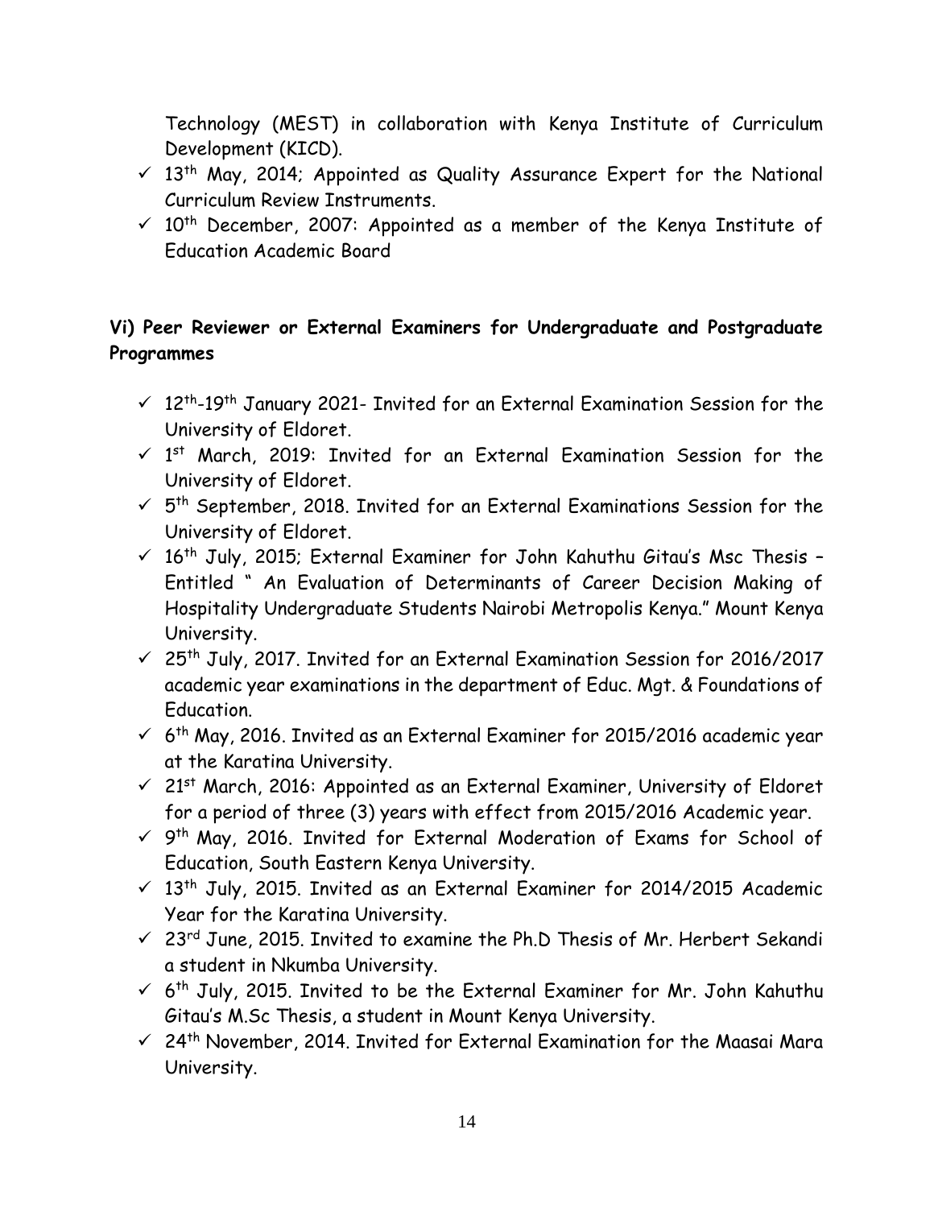Technology (MEST) in collaboration with Kenya Institute of Curriculum Development (KICD).

- ✓ 13th May, 2014; Appointed as Quality Assurance Expert for the National Curriculum Review Instruments.
- ✓ 10th December, 2007: Appointed as a member of the Kenya Institute of Education Academic Board

## Vi) Peer Reviewer or External Examiners for Undergraduate and Postgraduate Programmes

- ✓ 12th-19th January 2021- Invited for an External Examination Session for the University of Eldoret.
- ✓ 1st March, 2019: Invited for an External Examination Session for the University of Eldoret.
- ✓ 5th September, 2018. Invited for an External Examinations Session for the University of Eldoret.
- ✓ 16th July, 2015; External Examiner for John Kahuthu Gitau's Msc Thesis – Entitled " An Evaluation of Determinants of Career Decision Making of Hospitality Undergraduate Students Nairobi Metropolis Kenya." Mount Kenya University.
- ✓ 25th July, 2017. Invited for an External Examination Session for 2016/2017 academic year examinations in the department of Educ. Mgt. & Foundations of Education.
- ✓ 6th May, 2016. Invited as an External Examiner for 2015/2016 academic year at the Karatina University.
- ✓ 21st March, 2016: Appointed as an External Examiner, University of Eldoret for a period of three (3) years with effect from 2015/2016 Academic year.
- ✓ 9th May, 2016. Invited for External Moderation of Exams for School of Education, South Eastern Kenya University.
- ✓ 13th July, 2015. Invited as an External Examiner for 2014/2015 Academic Year for the Karatina University.
- ✓ 23rd June, 2015. Invited to examine the Ph.D Thesis of Mr. Herbert Sekandi a student in Nkumba University.
- ✓ 6th July, 2015. Invited to be the External Examiner for Mr. John Kahuthu Gitau's M.Sc Thesis, a student in Mount Kenya University.
- ✓ 24th November, 2014. Invited for External Examination for the Maasai Mara University.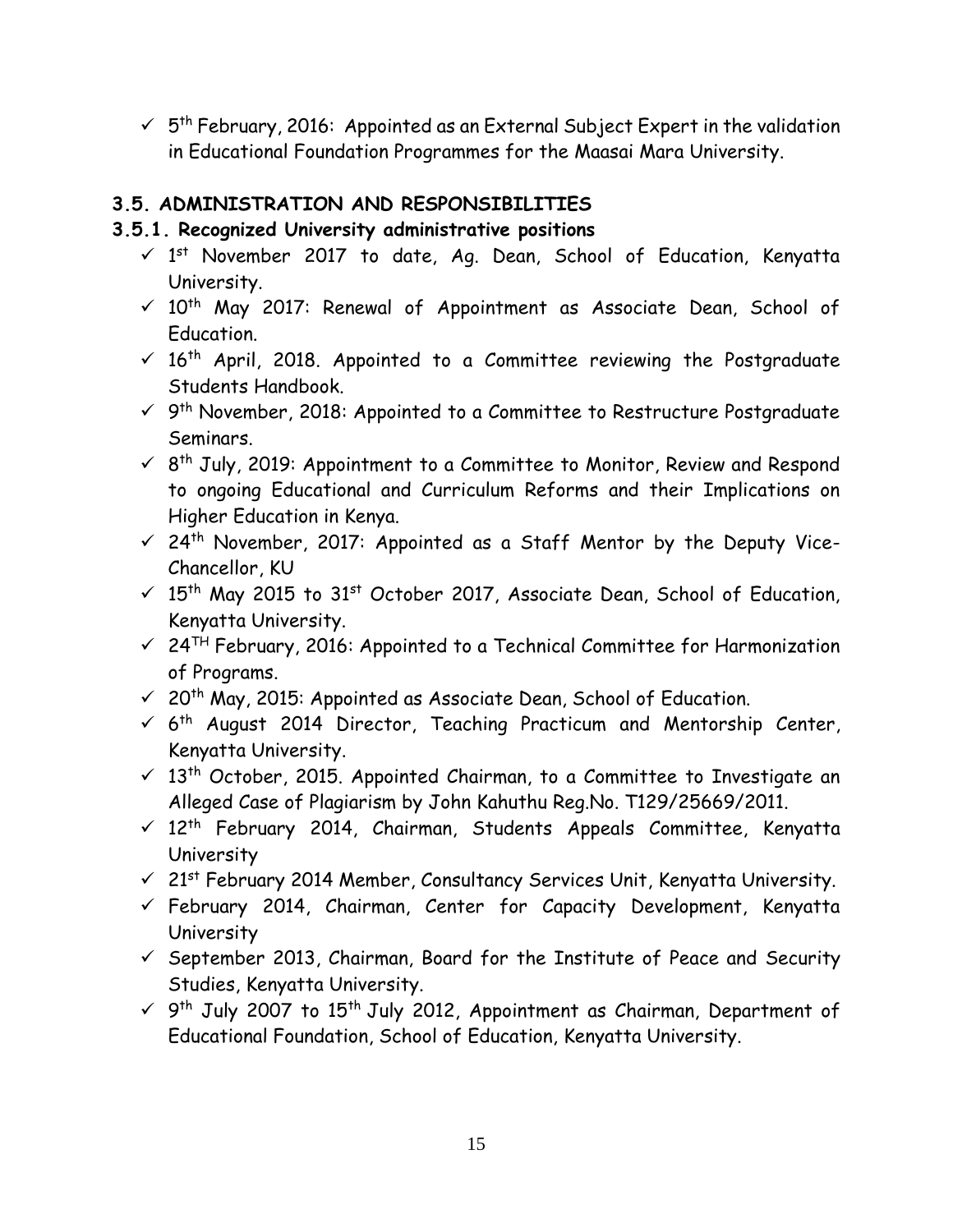- ✓ 5th February, 2016: Appointed as an External Subject Expert in the validation in Educational Foundation Programmes for the Maasai Mara University.

## 3.5. ADMINISTRATION AND RESPONSIBILITIES

### 3.5.1. Recognized University administrative positions

- ✓ 1st November 2017 to date, Ag. Dean, School of Education, Kenyatta University.
- ✓ 10th May 2017: Renewal of Appointment as Associate Dean, School of Education.
- ✓ 16th April, 2018. Appointed to a Committee reviewing the Postgraduate Students Handbook.
- ✓ 9th November, 2018: Appointed to a Committee to Restructure Postgraduate Seminars.
- ✓ 8th July, 2019: Appointment to a Committee to Monitor, Review and Respond to ongoing Educational and Curriculum Reforms and their Implications on Higher Education in Kenya.
- ✓ 24th November, 2017: Appointed as a Staff Mentor by the Deputy Vice-Chancellor, KU
- ✓ 15th May 2015 to 31st October 2017, Associate Dean, School of Education, Kenyatta University.
- ✓ 24TH February, 2016: Appointed to a Technical Committee for Harmonization of Programs.
- ✓ 20th May, 2015: Appointed as Associate Dean, School of Education.
- ✓ 6th August 2014 Director, Teaching Practicum and Mentorship Center, Kenyatta University.
- ✓ 13th October, 2015. Appointed Chairman, to a Committee to Investigate an Alleged Case of Plagiarism by John Kahuthu Reg.No. T129/25669/2011.
- ✓ 12th February 2014, Chairman, Students Appeals Committee, Kenyatta University
- ✓ 21st February 2014 Member, Consultancy Services Unit, Kenyatta University.
- ✓ February 2014, Chairman, Center for Capacity Development, Kenyatta University
- ✓ September 2013, Chairman, Board for the Institute of Peace and Security Studies, Kenyatta University.
- ✓ 9th July 2007 to 15th July 2012, Appointment as Chairman, Department of Educational Foundation, School of Education, Kenyatta University.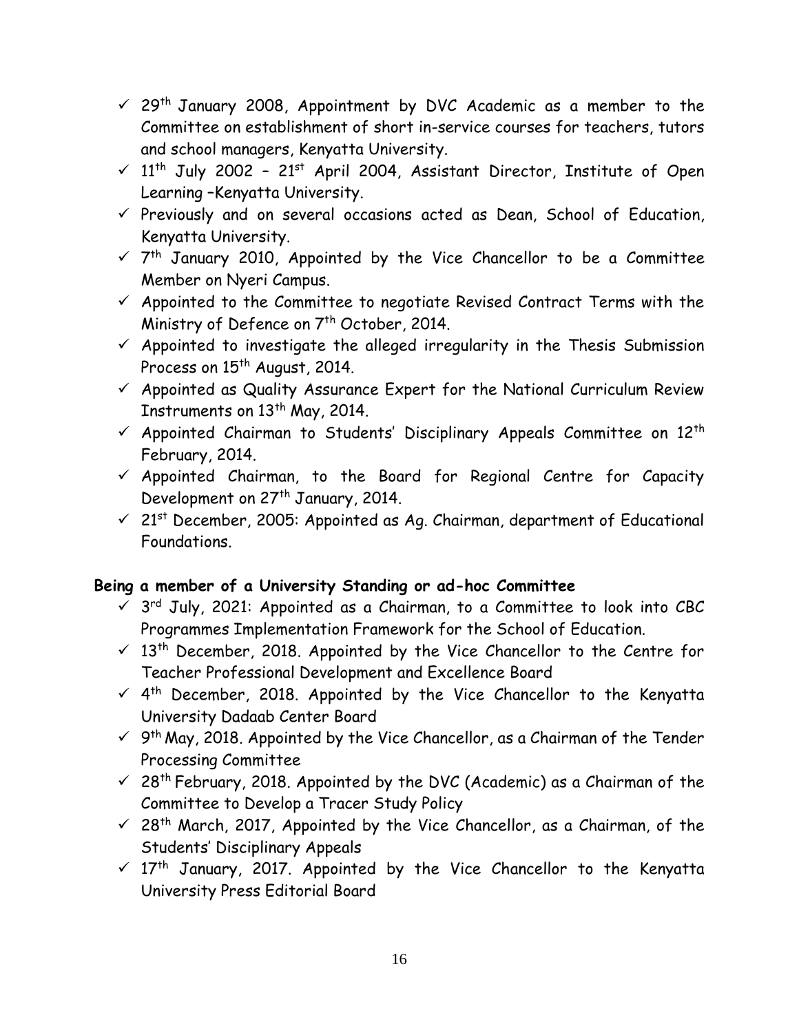- ✓ 29th January 2008, Appointment by DVC Academic as a member to the Committee on establishment of short in-service courses for teachers, tutors and school managers, Kenyatta University.
- ✓ 11th July 2002 – 21st April 2004, Assistant Director, Institute of Open Learning –Kenyatta University.
- ✓ Previously and on several occasions acted as Dean, School of Education, Kenyatta University.
- ✓ 7th January 2010, Appointed by the Vice Chancellor to be a Committee Member on Nyeri Campus.
- ✓ Appointed to the Committee to negotiate Revised Contract Terms with the Ministry of Defence on 7th October, 2014.
- ✓ Appointed to investigate the alleged irregularity in the Thesis Submission Process on 15th August, 2014.
- ✓ Appointed as Quality Assurance Expert for the National Curriculum Review Instruments on 13th May, 2014.
- ✓ Appointed Chairman to Students' Disciplinary Appeals Committee on 12th February, 2014.
- ✓ Appointed Chairman, to the Board for Regional Centre for Capacity Development on 27th January, 2014.
- ✓ 21st December, 2005: Appointed as Ag. Chairman, department of Educational Foundations.

**Being a member of a University Standing or ad-hoc Committee**

- ✓ 3rd July, 2021: Appointed as a Chairman, to a Committee to look into CBC Programmes Implementation Framework for the School of Education.
- ✓ 13th December, 2018. Appointed by the Vice Chancellor to the Centre for Teacher Professional Development and Excellence Board
- ✓ 4th December, 2018. Appointed by the Vice Chancellor to the Kenyatta University Dadaab Center Board
- ✓ 9th May, 2018. Appointed by the Vice Chancellor, as a Chairman of the Tender Processing Committee
- ✓ 28th February, 2018. Appointed by the DVC (Academic) as a Chairman of the Committee to Develop a Tracer Study Policy
- ✓ 28th March, 2017, Appointed by the Vice Chancellor, as a Chairman, of the Students' Disciplinary Appeals
- ✓ 17th January, 2017. Appointed by the Vice Chancellor to the Kenyatta University Press Editorial Board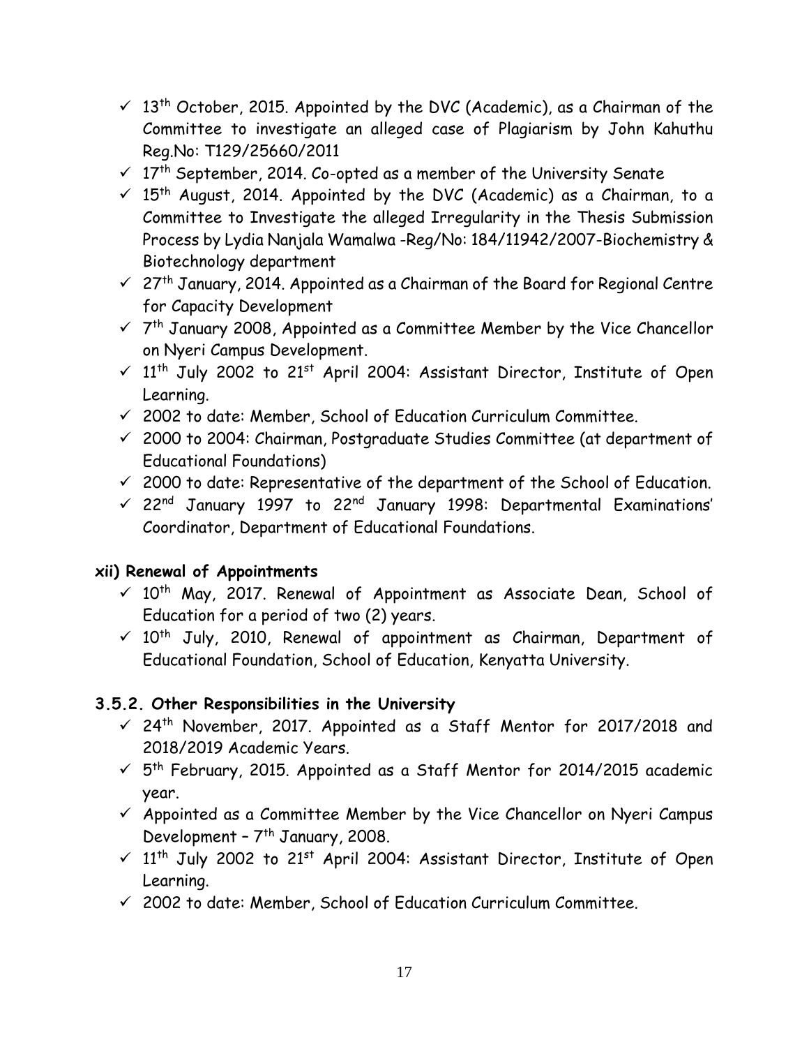- ✓ 13th October, 2015. Appointed by the DVC (Academic), as a Chairman of the Committee to investigate an alleged case of Plagiarism by John Kahuthu Reg.No: T129/25660/2011
- ✓ 17th September, 2014. Co-opted as a member of the University Senate
- ✓ 15th August, 2014. Appointed by the DVC (Academic) as a Chairman, to a Committee to Investigate the alleged Irregularity in the Thesis Submission Process by Lydia Nanjala Wamalwa -Reg/No: 184/11942/2007-Biochemistry & Biotechnology department
- ✓ 27th January, 2014. Appointed as a Chairman of the Board for Regional Centre for Capacity Development
- ✓ 7th January 2008, Appointed as a Committee Member by the Vice Chancellor on Nyeri Campus Development.
- ✓ 11th July 2002 to 21st April 2004: Assistant Director, Institute of Open Learning.
- ✓ 2002 to date: Member, School of Education Curriculum Committee.
- ✓ 2000 to 2004: Chairman, Postgraduate Studies Committee (at department of Educational Foundations)
- ✓ 2000 to date: Representative of the department of the School of Education.
- ✓ 22nd January 1997 to 22nd January 1998: Departmental Examinations' Coordinator, Department of Educational Foundations.

#### xii) Renewal of Appointments

- ✓ 10th May, 2017. Renewal of Appointment as Associate Dean, School of Education for a period of two (2) years.
- ✓ 10th July, 2010, Renewal of appointment as Chairman, Department of Educational Foundation, School of Education, Kenyatta University.

### 3.5.2. Other Responsibilities in the University

- ✓ 24th November, 2017. Appointed as a Staff Mentor for 2017/2018 and 2018/2019 Academic Years.
- ✓ 5th February, 2015. Appointed as a Staff Mentor for 2014/2015 academic year.
- ✓ Appointed as a Committee Member by the Vice Chancellor on Nyeri Campus Development – 7th January, 2008.
- ✓ 11th July 2002 to 21st April 2004: Assistant Director, Institute of Open Learning.
- ✓ 2002 to date: Member, School of Education Curriculum Committee.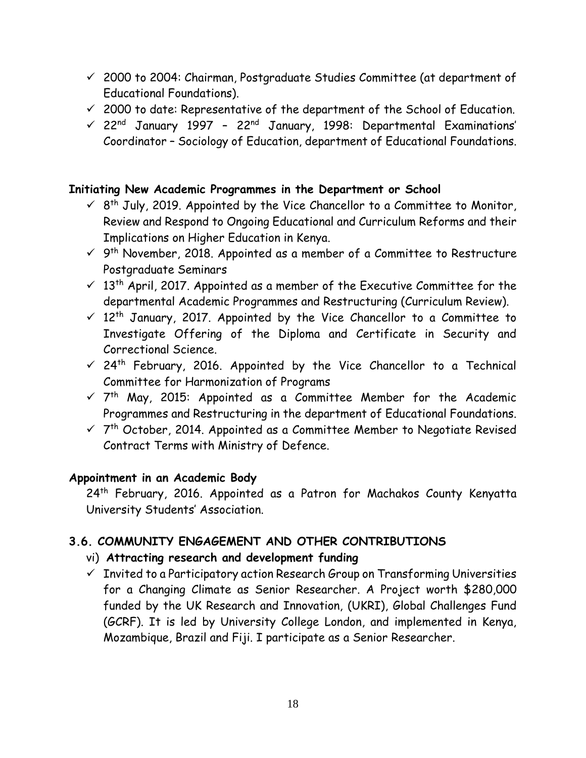- ✓ 2000 to 2004: Chairman, Postgraduate Studies Committee (at department of Educational Foundations).
- ✓ 2000 to date: Representative of the department of the School of Education.
- ✓ 22nd January 1997 – 22nd January, 1998: Departmental Examinations' Coordinator – Sociology of Education, department of Educational Foundations.

**Initiating New Academic Programmes in the Department or School**

- ✓ 8th July, 2019. Appointed by the Vice Chancellor to a Committee to Monitor, Review and Respond to Ongoing Educational and Curriculum Reforms and their Implications on Higher Education in Kenya.
- ✓ 9th November, 2018. Appointed as a member of a Committee to Restructure Postgraduate Seminars
- ✓ 13th April, 2017. Appointed as a member of the Executive Committee for the departmental Academic Programmes and Restructuring (Curriculum Review).
- ✓ 12th January, 2017. Appointed by the Vice Chancellor to a Committee to Investigate Offering of the Diploma and Certificate in Security and Correctional Science.
- ✓ 24th February, 2016. Appointed by the Vice Chancellor to a Technical Committee for Harmonization of Programs
- ✓ 7th May, 2015: Appointed as a Committee Member for the Academic Programmes and Restructuring in the department of Educational Foundations.
- ✓ 7th October, 2014. Appointed as a Committee Member to Negotiate Revised Contract Terms with Ministry of Defence.

**Appointment in an Academic Body**

24th February, 2016. Appointed as a Patron for Machakos County Kenyatta University Students' Association.

## 3.6. COMMUNITY ENGAGEMENT AND OTHER CONTRIBUTIONS

vi) **Attracting research and development funding**

- ✓ Invited to a Participatory action Research Group on Transforming Universities for a Changing Climate as Senior Researcher. A Project worth $280,000 funded by the UK Research and Innovation, (UKRI), Global Challenges Fund (GCRF). It is led by University College London, and implemented in Kenya, Mozambique, Brazil and Fiji. I participate as a Senior Researcher.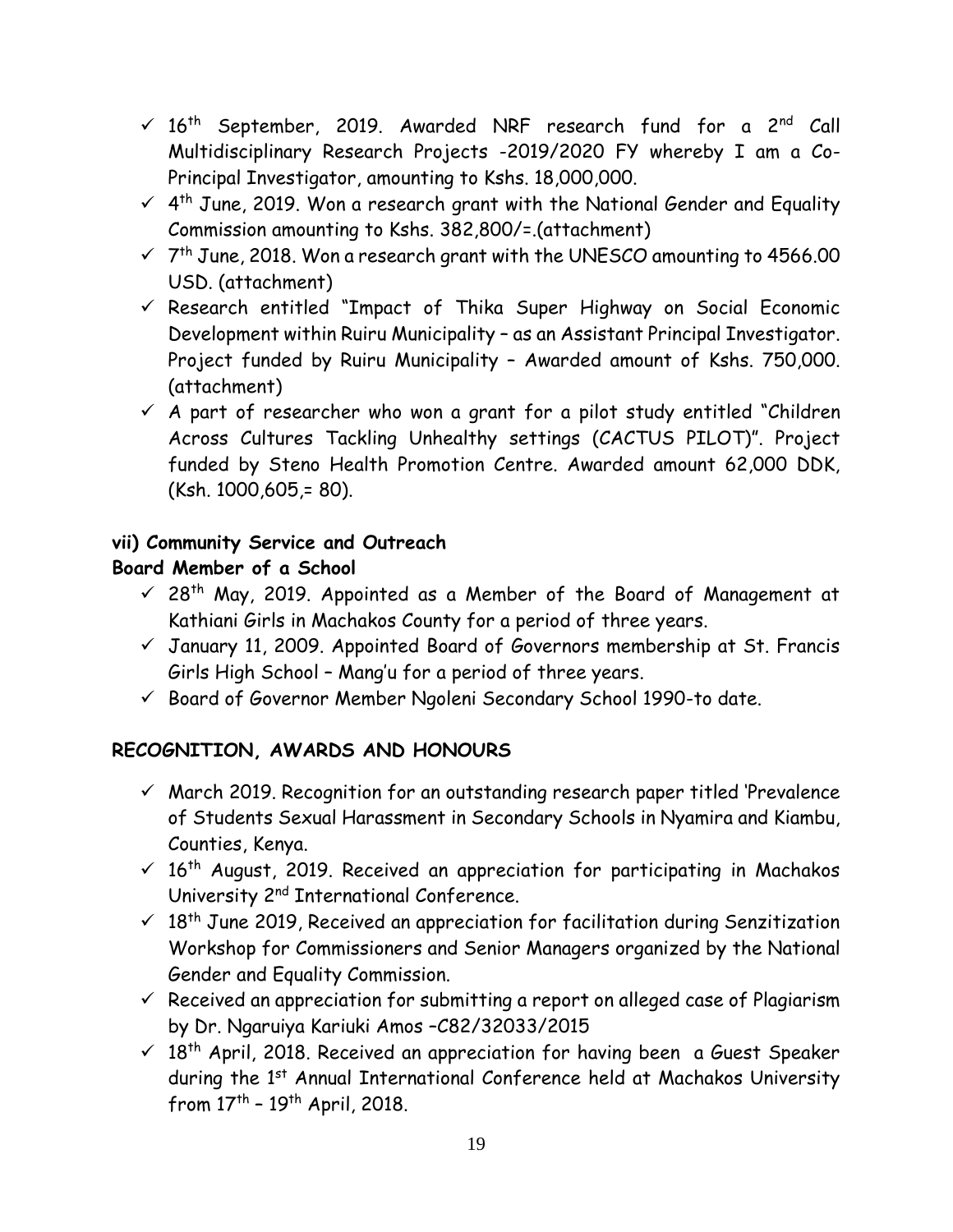- ✓ 16th September, 2019. Awarded NRF research fund for a 2nd Call Multidisciplinary Research Projects -2019/2020 FY whereby I am a Co-Principal Investigator, amounting to Kshs. 18,000,000.
- ✓ 4th June, 2019. Won a research grant with the National Gender and Equality Commission amounting to Kshs. 382,800/=.(attachment)
- ✓ 7th June, 2018. Won a research grant with the UNESCO amounting to 4566.00 USD. (attachment)
- ✓ Research entitled "Impact of Thika Super Highway on Social Economic Development within Ruiru Municipality – as an Assistant Principal Investigator. Project funded by Ruiru Municipality – Awarded amount of Kshs. 750,000. (attachment)
- ✓ A part of researcher who won a grant for a pilot study entitled "Children Across Cultures Tackling Unhealthy settings (CACTUS PILOT)". Project funded by Steno Health Promotion Centre. Awarded amount 62,000 DDK, (Ksh. 1000,605,= 80).

**vii) Community Service and Outreach**

**Board Member of a School**

- ✓ 28th May, 2019. Appointed as a Member of the Board of Management at Kathiani Girls in Machakos County for a period of three years.
- ✓ January 11, 2009. Appointed Board of Governors membership at St. Francis Girls High School – Mang'u for a period of three years.
- ✓ Board of Governor Member Ngoleni Secondary School 1990-to date.

## RECOGNITION, AWARDS AND HONOURS

- ✓ March 2019. Recognition for an outstanding research paper titled 'Prevalence of Students Sexual Harassment in Secondary Schools in Nyamira and Kiambu, Counties, Kenya.
- ✓ 16th August, 2019. Received an appreciation for participating in Machakos University 2nd International Conference.
- ✓ 18th June 2019, Received an appreciation for facilitation during Senzitization Workshop for Commissioners and Senior Managers organized by the National Gender and Equality Commission.
- ✓ Received an appreciation for submitting a report on alleged case of Plagiarism by Dr. Ngaruiya Kariuki Amos –C82/32033/2015
- ✓ 18th April, 2018. Received an appreciation for having been a Guest Speaker during the 1st Annual International Conference held at Machakos University from 17th – 19th April, 2018.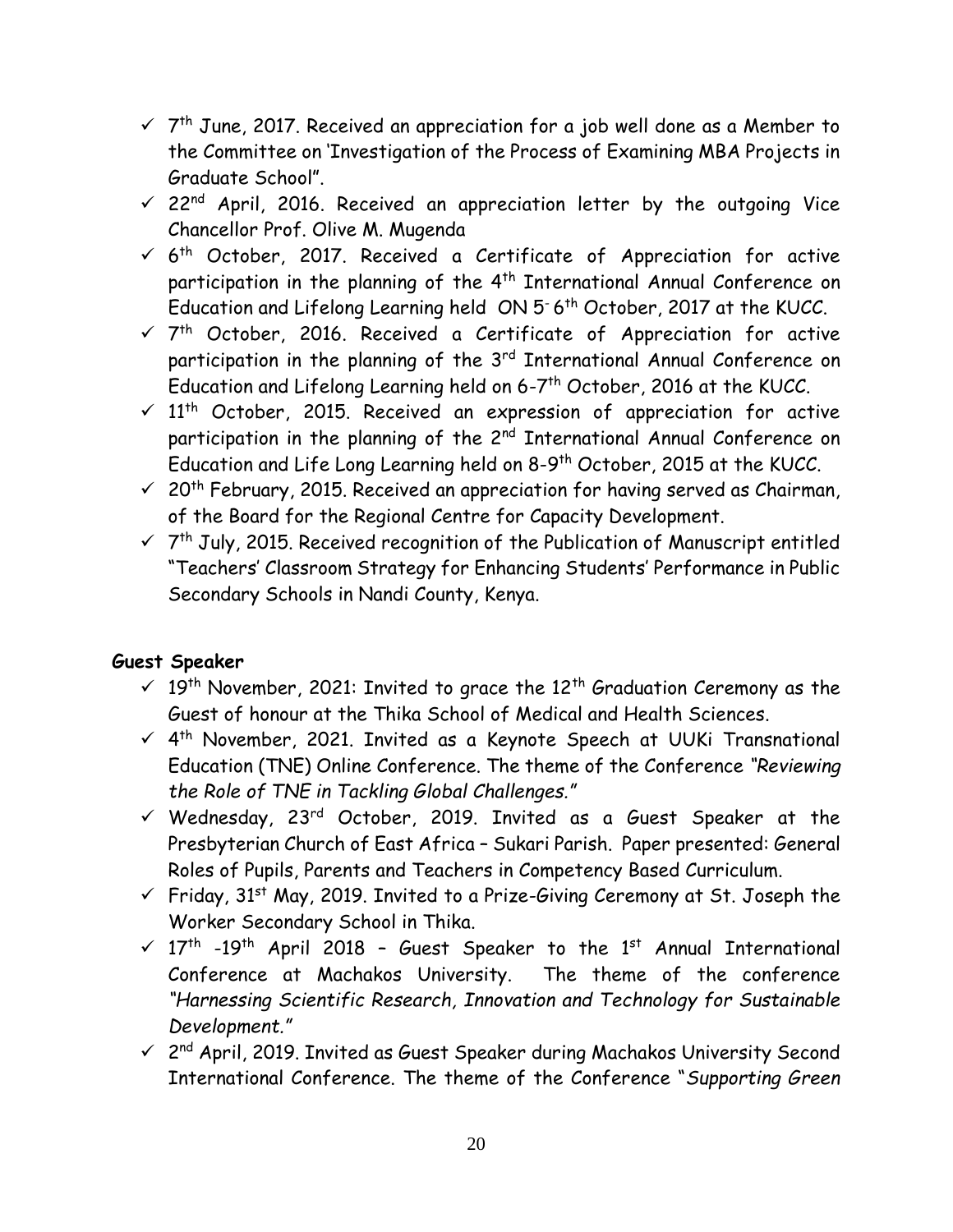- ✓ 7th June, 2017. Received an appreciation for a job well done as a Member to the Committee on 'Investigation of the Process of Examining MBA Projects in Graduate School".
- ✓ 22nd April, 2016. Received an appreciation letter by the outgoing Vice Chancellor Prof. Olive M. Mugenda
- ✓ 6th October, 2017. Received a Certificate of Appreciation for active participation in the planning of the 4th International Annual Conference on Education and Lifelong Learning held ON 5- 6th October, 2017 at the KUCC.
- ✓ 7th October, 2016. Received a Certificate of Appreciation for active participation in the planning of the 3rd International Annual Conference on Education and Lifelong Learning held on 6-7th October, 2016 at the KUCC.
- ✓ 11th October, 2015. Received an expression of appreciation for active participation in the planning of the 2nd International Annual Conference on Education and Life Long Learning held on 8-9th October, 2015 at the KUCC.
- ✓ 20th February, 2015. Received an appreciation for having served as Chairman, of the Board for the Regional Centre for Capacity Development.
- ✓ 7th July, 2015. Received recognition of the Publication of Manuscript entitled "Teachers' Classroom Strategy for Enhancing Students' Performance in Public Secondary Schools in Nandi County, Kenya.

**Guest Speaker**

- ✓ 19th November, 2021: Invited to grace the 12th Graduation Ceremony as the Guest of honour at the Thika School of Medical and Health Sciences.
- ✓ 4th November, 2021. Invited as a Keynote Speech at UUKi Transnational Education (TNE) Online Conference. The theme of the Conference *"Reviewing the Role of TNE in Tackling Global Challenges."*
- ✓ Wednesday, 23rd October, 2019. Invited as a Guest Speaker at the Presbyterian Church of East Africa – Sukari Parish. Paper presented: General Roles of Pupils, Parents and Teachers in Competency Based Curriculum.
- ✓ Friday, 31st May, 2019. Invited to a Prize-Giving Ceremony at St. Joseph the Worker Secondary School in Thika.
- ✓ 17th -19th April 2018 – Guest Speaker to the 1st Annual International Conference at Machakos University. The theme of the conference *"Harnessing Scientific Research, Innovation and Technology for Sustainable Development."*
- ✓ 2nd April, 2019. Invited as Guest Speaker during Machakos University Second International Conference. The theme of the Conference "*Supporting Green*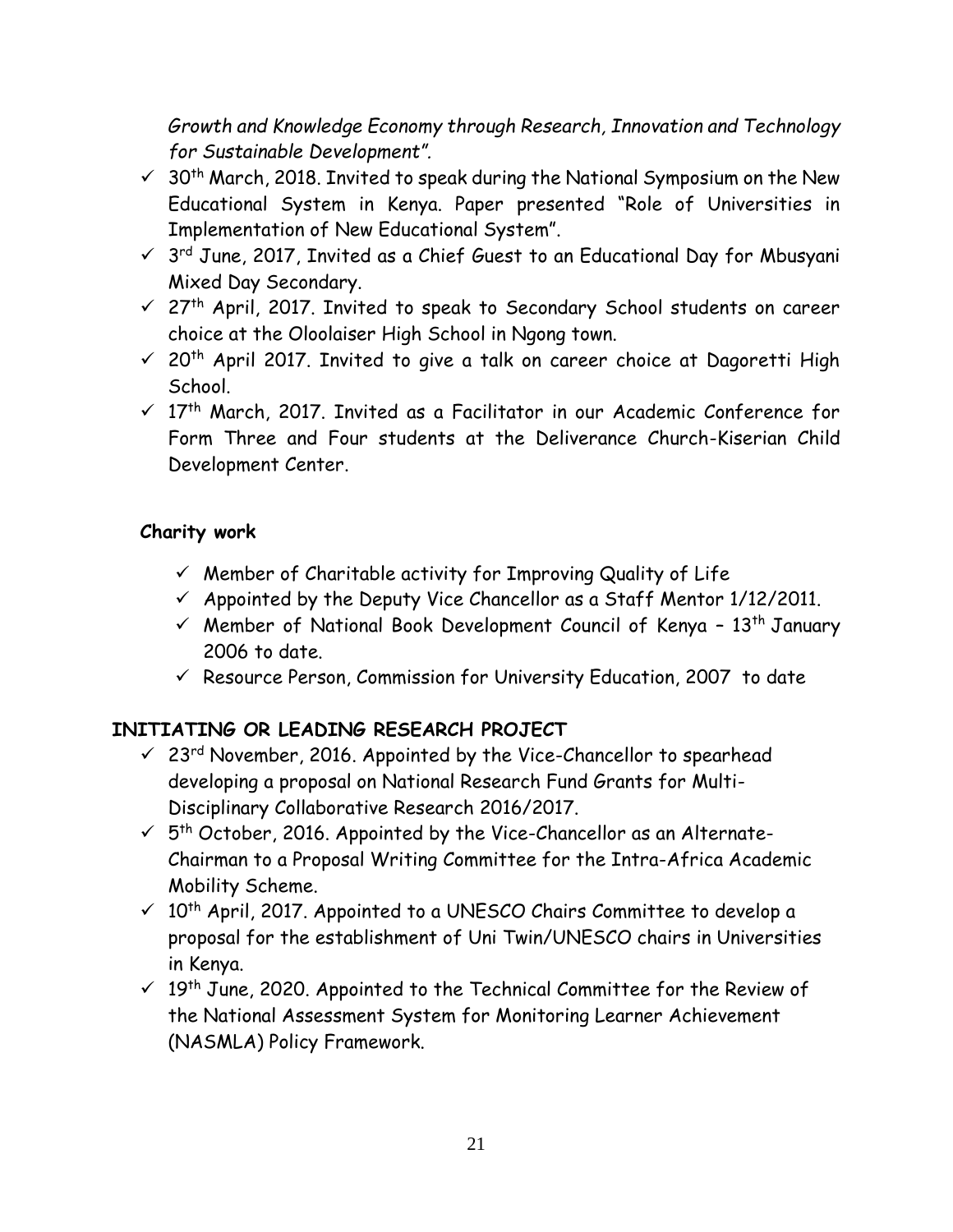*Growth and Knowledge Economy through Research, Innovation and Technology for Sustainable Development".*

- ✓ 30th March, 2018. Invited to speak during the National Symposium on the New Educational System in Kenya. Paper presented "Role of Universities in Implementation of New Educational System".
- ✓ 3rd June, 2017, Invited as a Chief Guest to an Educational Day for Mbusyani Mixed Day Secondary.
- ✓ 27th April, 2017. Invited to speak to Secondary School students on career choice at the Oloolaiser High School in Ngong town.
- ✓ 20th April 2017. Invited to give a talk on career choice at Dagoretti High School.
- ✓ 17th March, 2017. Invited as a Facilitator in our Academic Conference for Form Three and Four students at the Deliverance Church-Kiserian Child Development Center.

**Charity work**

- ✓ Member of Charitable activity for Improving Quality of Life
- ✓ Appointed by the Deputy Vice Chancellor as a Staff Mentor 1/12/2011.
- ✓ Member of National Book Development Council of Kenya – 13th January 2006 to date.
- ✓ Resource Person, Commission for University Education, 2007 to date

**INITIATING OR LEADING RESEARCH PROJECT**

- ✓ 23rd November, 2016. Appointed by the Vice-Chancellor to spearhead developing a proposal on National Research Fund Grants for Multi-Disciplinary Collaborative Research 2016/2017.
- ✓ 5th October, 2016. Appointed by the Vice-Chancellor as an Alternate-Chairman to a Proposal Writing Committee for the Intra-Africa Academic Mobility Scheme.
- ✓ 10th April, 2017. Appointed to a UNESCO Chairs Committee to develop a proposal for the establishment of Uni Twin/UNESCO chairs in Universities in Kenya.
- ✓ 19th June, 2020. Appointed to the Technical Committee for the Review of the National Assessment System for Monitoring Learner Achievement (NASMLA) Policy Framework.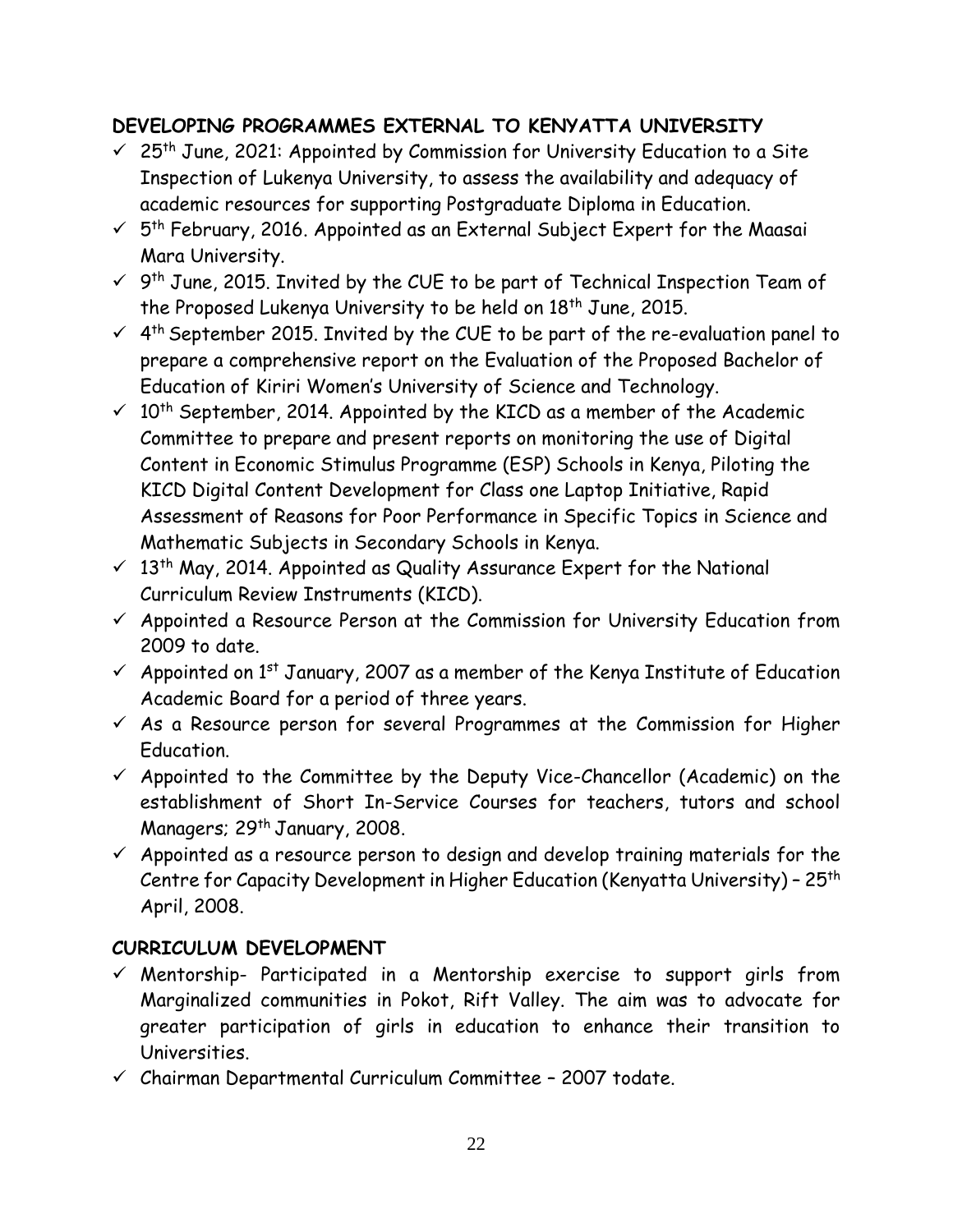## DEVELOPING PROGRAMMES EXTERNAL TO KENYATTA UNIVERSITY

- ✓ 25th June, 2021: Appointed by Commission for University Education to a Site Inspection of Lukenya University, to assess the availability and adequacy of academic resources for supporting Postgraduate Diploma in Education.
- ✓ 5th February, 2016. Appointed as an External Subject Expert for the Maasai Mara University.
- ✓ 9th June, 2015. Invited by the CUE to be part of Technical Inspection Team of the Proposed Lukenya University to be held on 18th June, 2015.
- ✓ 4th September 2015. Invited by the CUE to be part of the re-evaluation panel to prepare a comprehensive report on the Evaluation of the Proposed Bachelor of Education of Kiriri Women's University of Science and Technology.
- ✓ 10th September, 2014. Appointed by the KICD as a member of the Academic Committee to prepare and present reports on monitoring the use of Digital Content in Economic Stimulus Programme (ESP) Schools in Kenya, Piloting the KICD Digital Content Development for Class one Laptop Initiative, Rapid Assessment of Reasons for Poor Performance in Specific Topics in Science and Mathematic Subjects in Secondary Schools in Kenya.
- ✓ 13th May, 2014. Appointed as Quality Assurance Expert for the National Curriculum Review Instruments (KICD).
- ✓ Appointed a Resource Person at the Commission for University Education from 2009 to date.
- ✓ Appointed on 1st January, 2007 as a member of the Kenya Institute of Education Academic Board for a period of three years.
- ✓ As a Resource person for several Programmes at the Commission for Higher Education.
- ✓ Appointed to the Committee by the Deputy Vice-Chancellor (Academic) on the establishment of Short In-Service Courses for teachers, tutors and school Managers; 29th January, 2008.
- ✓ Appointed as a resource person to design and develop training materials for the Centre for Capacity Development in Higher Education (Kenyatta University) – 25th April, 2008.

## CURRICULUM DEVELOPMENT

- ✓ Mentorship- Participated in a Mentorship exercise to support girls from Marginalized communities in Pokot, Rift Valley. The aim was to advocate for greater participation of girls in education to enhance their transition to Universities.
- ✓ Chairman Departmental Curriculum Committee – 2007 todate.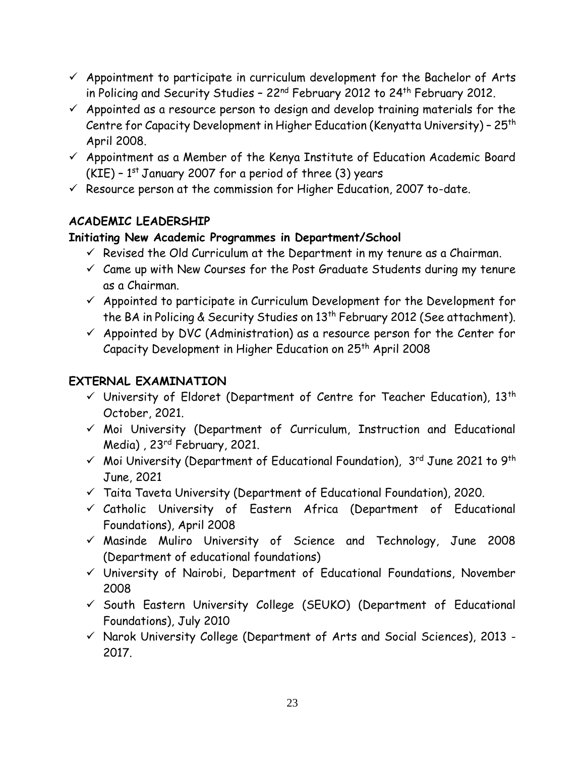- ✓ Appointment to participate in curriculum development for the Bachelor of Arts in Policing and Security Studies – 22nd February 2012 to 24th February 2012.
- ✓ Appointed as a resource person to design and develop training materials for the Centre for Capacity Development in Higher Education (Kenyatta University) – 25th April 2008.
- ✓ Appointment as a Member of the Kenya Institute of Education Academic Board (KIE) – 1st January 2007 for a period of three (3) years
- ✓ Resource person at the commission for Higher Education, 2007 to-date.

**ACADEMIC LEADERSHIP**

**Initiating New Academic Programmes in Department/School**

- ✓ Revised the Old Curriculum at the Department in my tenure as a Chairman.
- ✓ Came up with New Courses for the Post Graduate Students during my tenure as a Chairman.
- ✓ Appointed to participate in Curriculum Development for the Development for the BA in Policing & Security Studies on 13th February 2012 (See attachment).
- ✓ Appointed by DVC (Administration) as a resource person for the Center for Capacity Development in Higher Education on 25th April 2008

## EXTERNAL EXAMINATION

- ✓ University of Eldoret (Department of Centre for Teacher Education), 13th October, 2021.
- ✓ Moi University (Department of Curriculum, Instruction and Educational Media) , 23rd February, 2021.
- ✓ Moi University (Department of Educational Foundation), 3rd June 2021 to 9th June, 2021
- ✓ Taita Taveta University (Department of Educational Foundation), 2020.
- ✓ Catholic University of Eastern Africa (Department of Educational Foundations), April 2008
- ✓ Masinde Muliro University of Science and Technology, June 2008 (Department of educational foundations)
- ✓ University of Nairobi, Department of Educational Foundations, November 2008
- ✓ South Eastern University College (SEUKO) (Department of Educational Foundations), July 2010
- ✓ Narok University College (Department of Arts and Social Sciences), 2013 - 2017.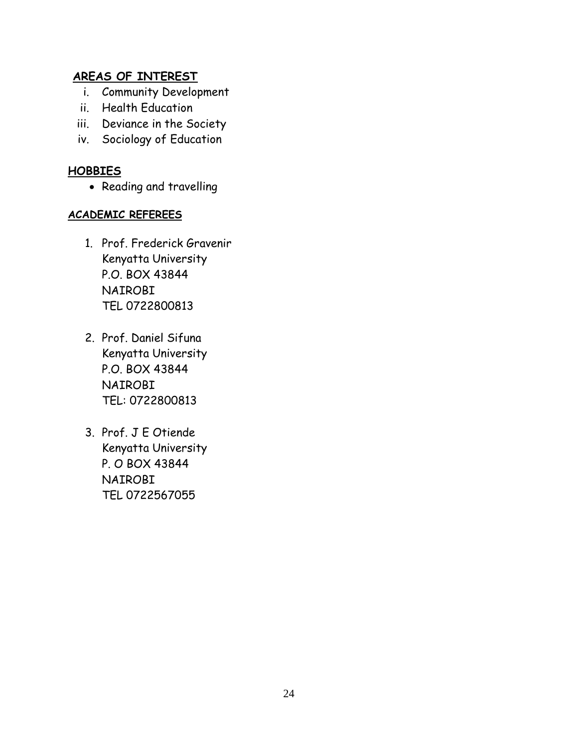## **AREAS OF INTEREST**

i. Community Development
ii. Health Education
iii. Deviance in the Society
iv. Sociology of Education

## **HOBBIES**

- Reading and travelling

## **ACADEMIC REFEREES**

1. Prof. Frederick Gravenir
   Kenyatta University
   P.O. BOX 43844
   NAIROBI
   TEL 0722800813

2. Prof. Daniel Sifuna
   Kenyatta University
   P.O. BOX 43844
   NAIROBI
   TEL: 0722800813

3. Prof. J E Otiende
   Kenyatta University
   P. O BOX 43844
   NAIROBI
   TEL 0722567055